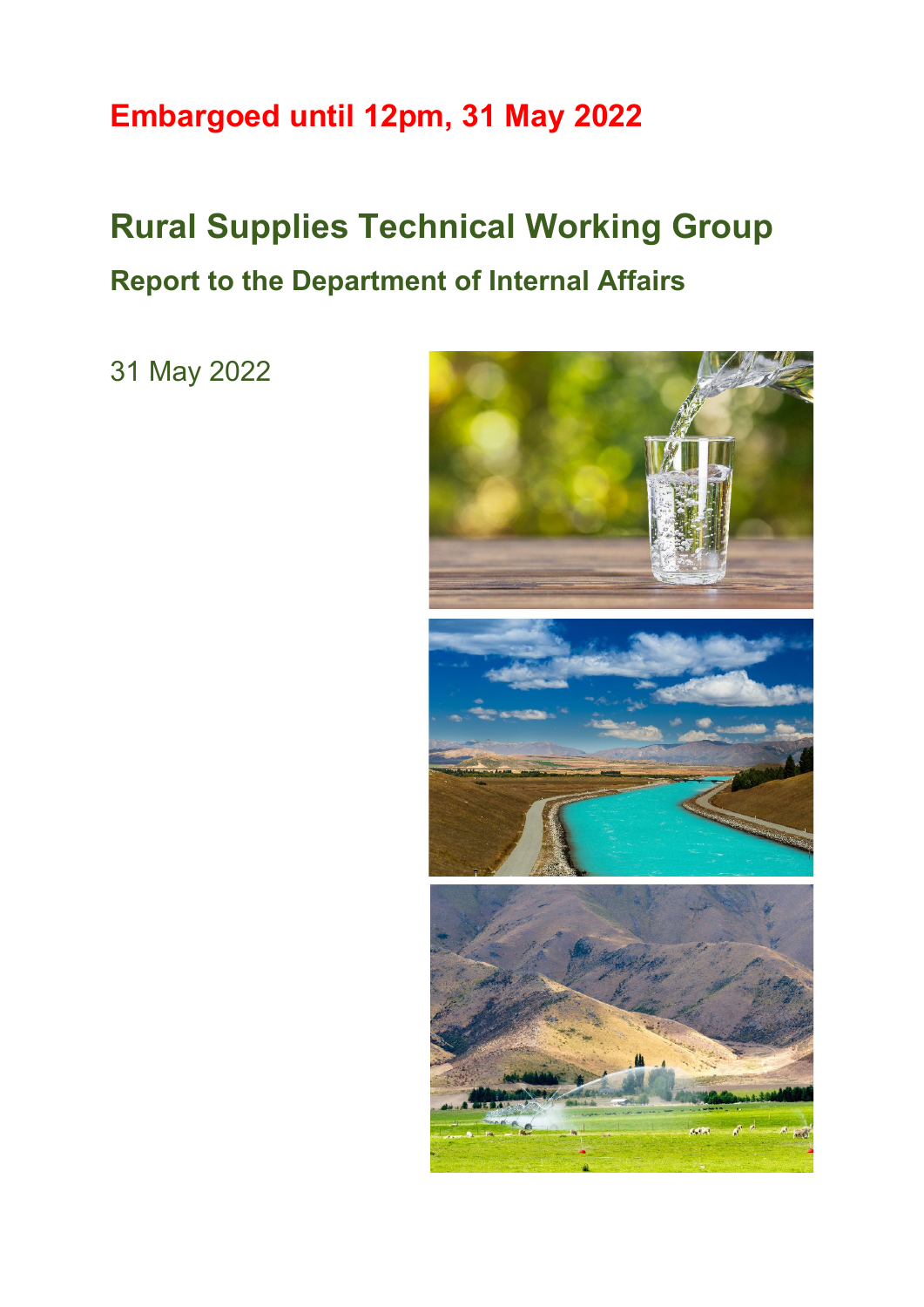**Embargoed until 12pm, 31 May 2022**

# Rural Supplies Technical Working Group

## Report to the Department of Internal Affairs

31 May 2022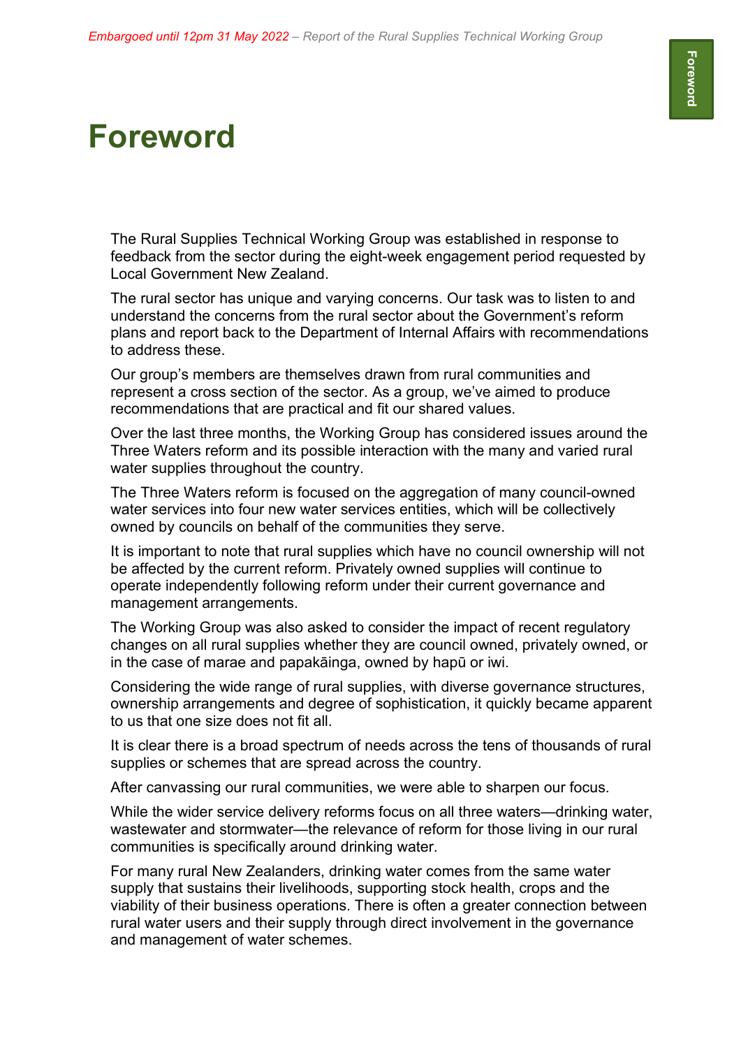# Foreword

The Rural Supplies Technical Working Group was established in response to feedback from the sector during the eight-week engagement period requested by Local Government New Zealand.

The rural sector has unique and varying concerns. Our task was to listen to and understand the concerns from the rural sector about the Government's reform plans and report back to the Department of Internal Affairs with recommendations to address these.

Our group's members are themselves drawn from rural communities and represent a cross section of the sector. As a group, we've aimed to produce recommendations that are practical and fit our shared values.

Over the last three months, the Working Group has considered issues around the Three Waters reform and its possible interaction with the many and varied rural water supplies throughout the country.

The Three Waters reform is focused on the aggregation of many council-owned water services into four new water services entities, which will be collectively owned by councils on behalf of the communities they serve.

It is important to note that rural supplies which have no council ownership will not be affected by the current reform. Privately owned supplies will continue to operate independently following reform under their current governance and management arrangements.

The Working Group was also asked to consider the impact of recent regulatory changes on all rural supplies whether they are council owned, privately owned, or in the case of marae and papakāinga, owned by hapū or iwi.

Considering the wide range of rural supplies, with diverse governance structures, ownership arrangements and degree of sophistication, it quickly became apparent to us that one size does not fit all.

It is clear there is a broad spectrum of needs across the tens of thousands of rural supplies or schemes that are spread across the country.

After canvassing our rural communities, we were able to sharpen our focus.

While the wider service delivery reforms focus on all three waters—drinking water, wastewater and stormwater—the relevance of reform for those living in our rural communities is specifically around drinking water.

For many rural New Zealanders, drinking water comes from the same water supply that sustains their livelihoods, supporting stock health, crops and the viability of their business operations. There is often a greater connection between rural water users and their supply through direct involvement in the governance and management of water schemes.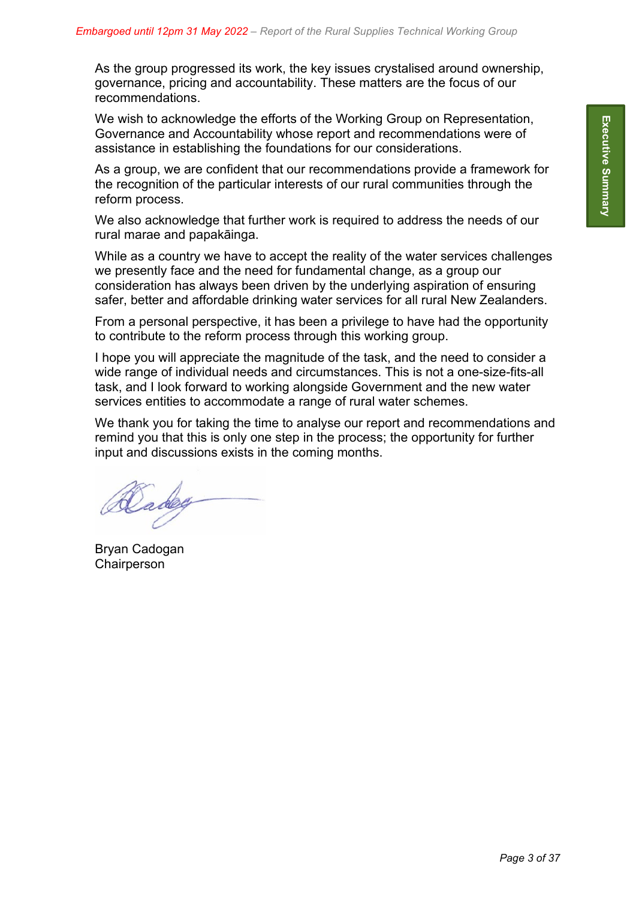As the group progressed its work, the key issues crystalised around ownership, governance, pricing and accountability. These matters are the focus of our recommendations.

We wish to acknowledge the efforts of the Working Group on Representation, Governance and Accountability whose report and recommendations were of assistance in establishing the foundations for our considerations.

As a group, we are confident that our recommendations provide a framework for the recognition of the particular interests of our rural communities through the reform process.

We also acknowledge that further work is required to address the needs of our rural marae and papakāinga.

While as a country we have to accept the reality of the water services challenges we presently face and the need for fundamental change, as a group our consideration has always been driven by the underlying aspiration of ensuring safer, better and affordable drinking water services for all rural New Zealanders.

From a personal perspective, it has been a privilege to have had the opportunity to contribute to the reform process through this working group.

I hope you will appreciate the magnitude of the task, and the need to consider a wide range of individual needs and circumstances. This is not a one-size-fits-all task, and I look forward to working alongside Government and the new water services entities to accommodate a range of rural water schemes.

We thank you for taking the time to analyse our report and recommendations and remind you that this is only one step in the process; the opportunity for further input and discussions exists in the coming months.

Bryan Cadogan
Chairperson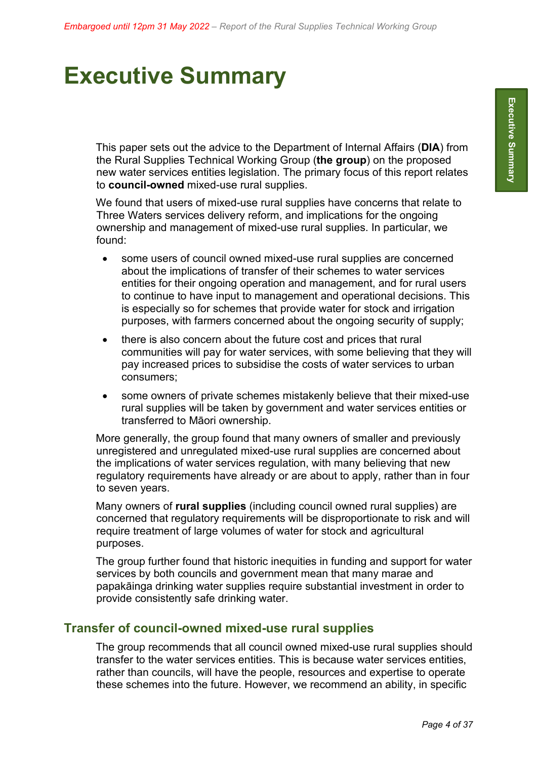# Executive Summary

This paper sets out the advice to the Department of Internal Affairs (**DIA**) from the Rural Supplies Technical Working Group (**the group**) on the proposed new water services entities legislation. The primary focus of this report relates to **council-owned** mixed-use rural supplies.

We found that users of mixed-use rural supplies have concerns that relate to Three Waters services delivery reform, and implications for the ongoing ownership and management of mixed-use rural supplies. In particular, we found:

- some users of council owned mixed-use rural supplies are concerned about the implications of transfer of their schemes to water services entities for their ongoing operation and management, and for rural users to continue to have input to management and operational decisions. This is especially so for schemes that provide water for stock and irrigation purposes, with farmers concerned about the ongoing security of supply;
- there is also concern about the future cost and prices that rural communities will pay for water services, with some believing that they will pay increased prices to subsidise the costs of water services to urban consumers;
- some owners of private schemes mistakenly believe that their mixed-use rural supplies will be taken by government and water services entities or transferred to Māori ownership.

More generally, the group found that many owners of smaller and previously unregistered and unregulated mixed-use rural supplies are concerned about the implications of water services regulation, with many believing that new regulatory requirements have already or are about to apply, rather than in four to seven years.

Many owners of **rural supplies** (including council owned rural supplies) are concerned that regulatory requirements will be disproportionate to risk and will require treatment of large volumes of water for stock and agricultural purposes.

The group further found that historic inequities in funding and support for water services by both councils and government mean that many marae and papakāinga drinking water supplies require substantial investment in order to provide consistently safe drinking water.

## Transfer of council-owned mixed-use rural supplies

The group recommends that all council owned mixed-use rural supplies should transfer to the water services entities. This is because water services entities, rather than councils, will have the people, resources and expertise to operate these schemes into the future. However, we recommend an ability, in specific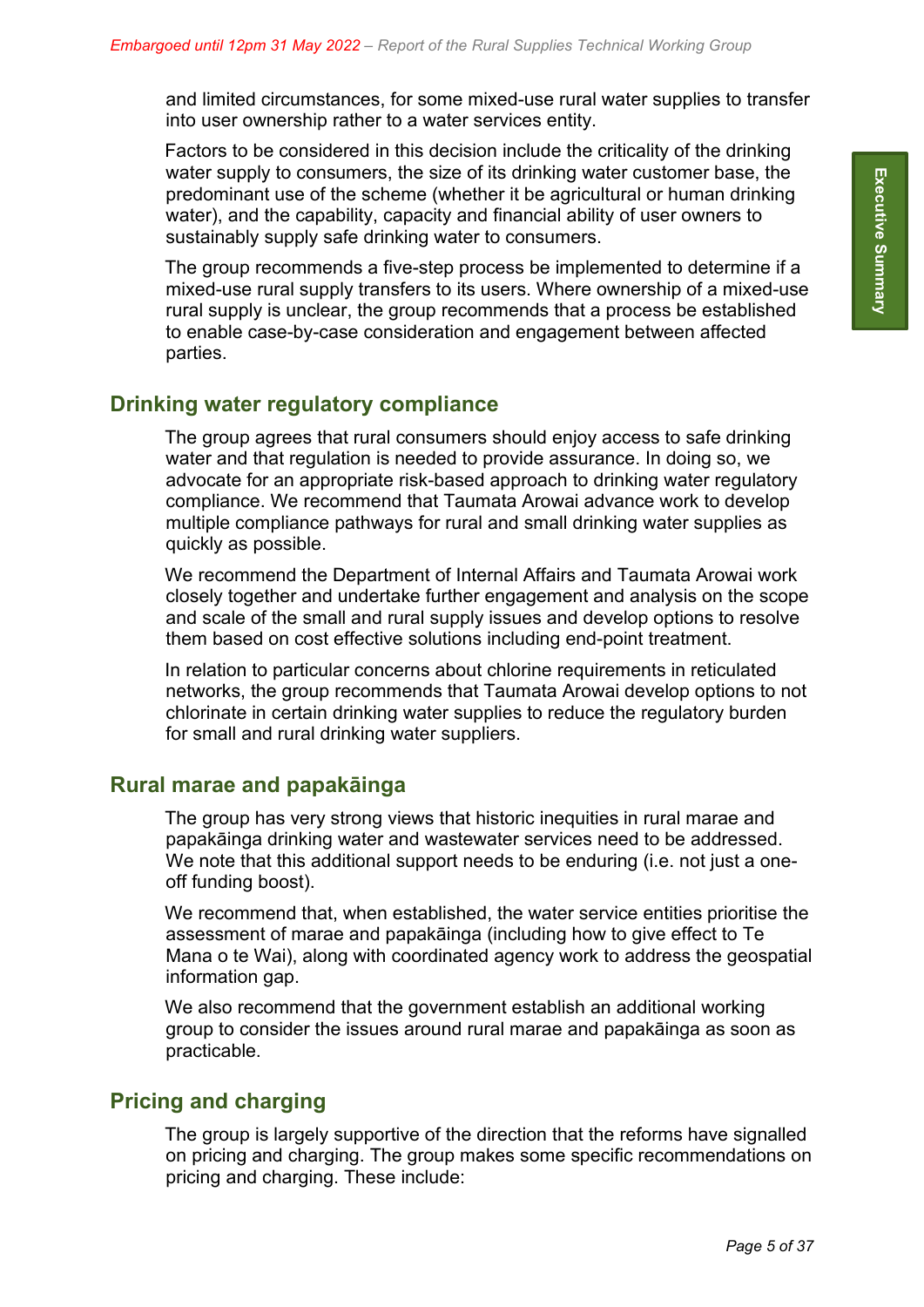and limited circumstances, for some mixed-use rural water supplies to transfer into user ownership rather to a water services entity.

Factors to be considered in this decision include the criticality of the drinking water supply to consumers, the size of its drinking water customer base, the predominant use of the scheme (whether it be agricultural or human drinking water), and the capability, capacity and financial ability of user owners to sustainably supply safe drinking water to consumers.

The group recommends a five-step process be implemented to determine if a mixed-use rural supply transfers to its users. Where ownership of a mixed-use rural supply is unclear, the group recommends that a process be established to enable case-by-case consideration and engagement between affected parties.

## Drinking water regulatory compliance

The group agrees that rural consumers should enjoy access to safe drinking water and that regulation is needed to provide assurance. In doing so, we advocate for an appropriate risk-based approach to drinking water regulatory compliance. We recommend that Taumata Arowai advance work to develop multiple compliance pathways for rural and small drinking water supplies as quickly as possible.

We recommend the Department of Internal Affairs and Taumata Arowai work closely together and undertake further engagement and analysis on the scope and scale of the small and rural supply issues and develop options to resolve them based on cost effective solutions including end-point treatment.

In relation to particular concerns about chlorine requirements in reticulated networks, the group recommends that Taumata Arowai develop options to not chlorinate in certain drinking water supplies to reduce the regulatory burden for small and rural drinking water suppliers.

## Rural marae and papakāinga

The group has very strong views that historic inequities in rural marae and papakāinga drinking water and wastewater services need to be addressed. We note that this additional support needs to be enduring (i.e. not just a one-off funding boost).

We recommend that, when established, the water service entities prioritise the assessment of marae and papakāinga (including how to give effect to Te Mana o te Wai), along with coordinated agency work to address the geospatial information gap.

We also recommend that the government establish an additional working group to consider the issues around rural marae and papakāinga as soon as practicable.

## Pricing and charging

The group is largely supportive of the direction that the reforms have signalled on pricing and charging. The group makes some specific recommendations on pricing and charging. These include: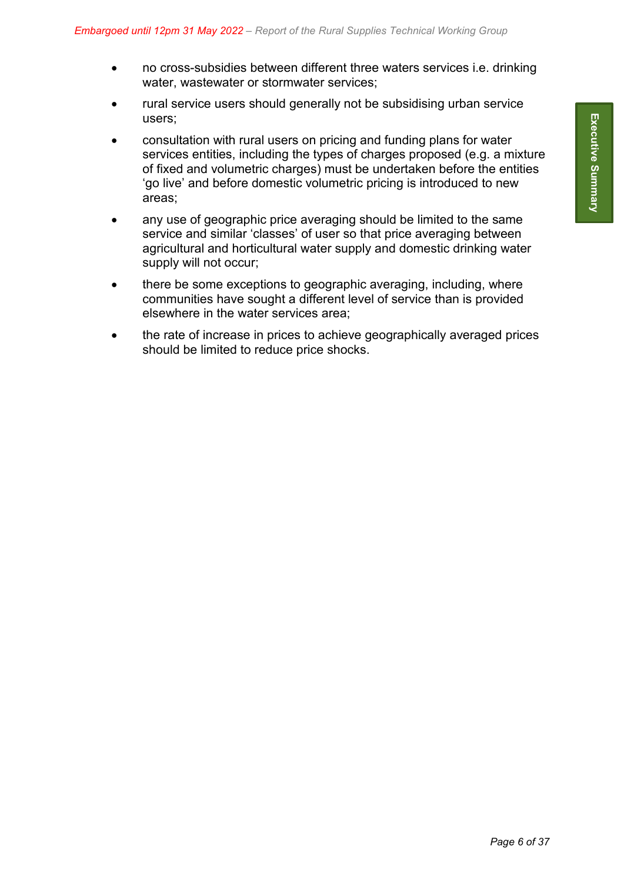- no cross-subsidies between different three waters services i.e. drinking water, wastewater or stormwater services;
- rural service users should generally not be subsidising urban service users;
- consultation with rural users on pricing and funding plans for water services entities, including the types of charges proposed (e.g. a mixture of fixed and volumetric charges) must be undertaken before the entities 'go live' and before domestic volumetric pricing is introduced to new areas;
- any use of geographic price averaging should be limited to the same service and similar 'classes' of user so that price averaging between agricultural and horticultural water supply and domestic drinking water supply will not occur;
- there be some exceptions to geographic averaging, including, where communities have sought a different level of service than is provided elsewhere in the water services area;
- the rate of increase in prices to achieve geographically averaged prices should be limited to reduce price shocks.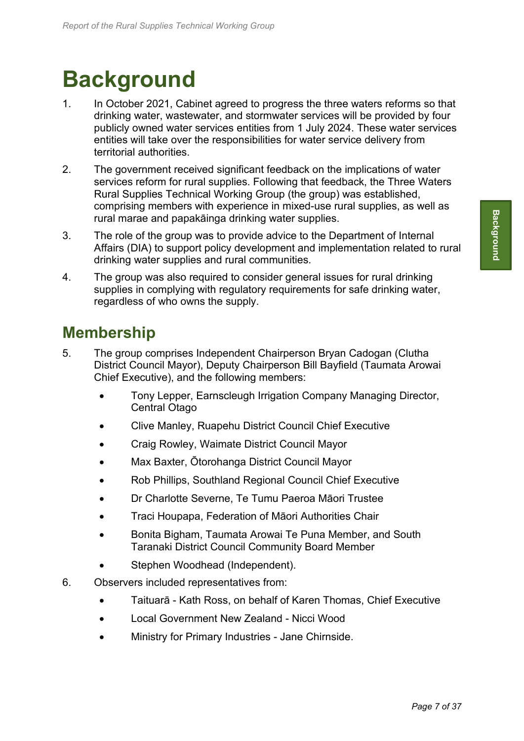# Background

1. In October 2021, Cabinet agreed to progress the three waters reforms so that drinking water, wastewater, and stormwater services will be provided by four publicly owned water services entities from 1 July 2024. These water services entities will take over the responsibilities for water service delivery from territorial authorities.
2. The government received significant feedback on the implications of water services reform for rural supplies. Following that feedback, the Three Waters Rural Supplies Technical Working Group (the group) was established, comprising members with experience in mixed-use rural supplies, as well as rural marae and papakāinga drinking water supplies.
3. The role of the group was to provide advice to the Department of Internal Affairs (DIA) to support policy development and implementation related to rural drinking water supplies and rural communities.
4. The group was also required to consider general issues for rural drinking supplies in complying with regulatory requirements for safe drinking water, regardless of who owns the supply.

## Membership

5. The group comprises Independent Chairperson Bryan Cadogan (Clutha District Council Mayor), Deputy Chairperson Bill Bayfield (Taumata Arowai Chief Executive), and the following members:
   - Tony Lepper, Earnscleugh Irrigation Company Managing Director, Central Otago
   - Clive Manley, Ruapehu District Council Chief Executive
   - Craig Rowley, Waimate District Council Mayor
   - Max Baxter, Ōtorohanga District Council Mayor
   - Rob Phillips, Southland Regional Council Chief Executive
   - Dr Charlotte Severne, Te Tumu Paeroa Māori Trustee
   - Traci Houpapa, Federation of Māori Authorities Chair
   - Bonita Bigham, Taumata Arowai Te Puna Member, and South Taranaki District Council Community Board Member
   - Stephen Woodhead (Independent).
6. Observers included representatives from:
   - Taituarā - Kath Ross, on behalf of Karen Thomas, Chief Executive
   - Local Government New Zealand - Nicci Wood
   - Ministry for Primary Industries - Jane Chirnside.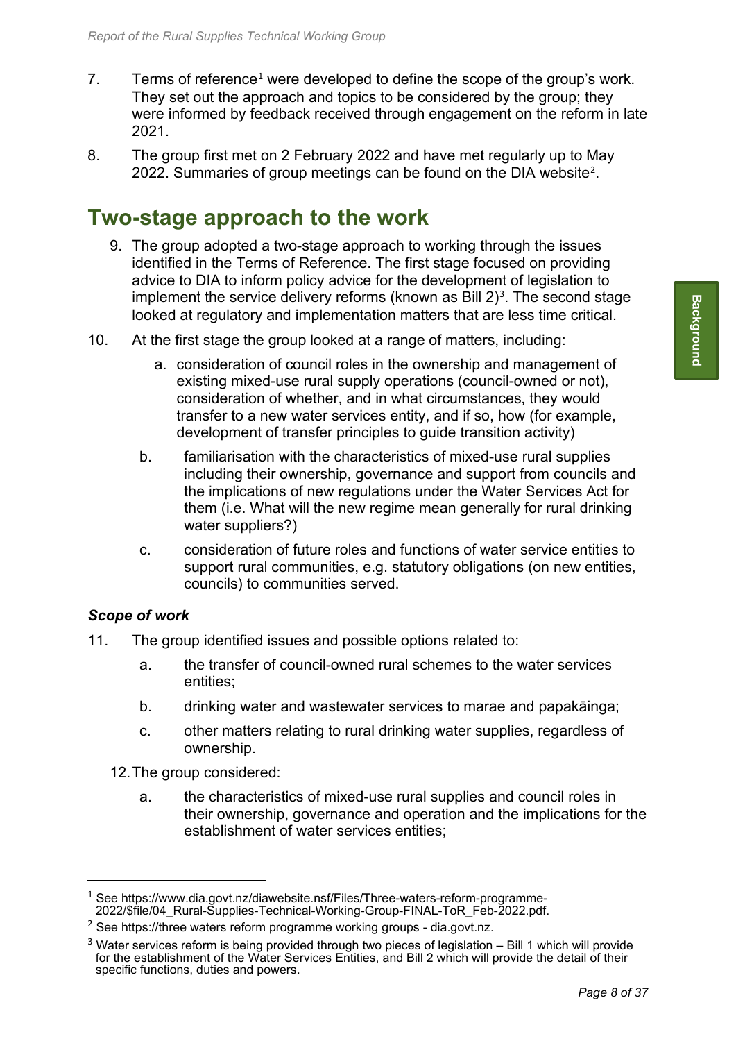7. Terms of reference[1] were developed to define the scope of the group's work. They set out the approach and topics to be considered by the group; they were informed by feedback received through engagement on the reform in late 2021.

8. The group first met on 2 February 2022 and have met regularly up to May 2022. Summaries of group meetings can be found on the DIA website[2].

## Two-stage approach to the work

9. The group adopted a two-stage approach to working through the issues identified in the Terms of Reference. The first stage focused on providing advice to DIA to inform policy advice for the development of legislation to implement the service delivery reforms (known as Bill 2)[3]. The second stage looked at regulatory and implementation matters that are less time critical.

10. At the first stage the group looked at a range of matters, including:

    a. consideration of council roles in the ownership and management of existing mixed-use rural supply operations (council-owned or not), consideration of whether, and in what circumstances, they would transfer to a new water services entity, and if so, how (for example, development of transfer principles to guide transition activity)

    b. familiarisation with the characteristics of mixed-use rural supplies including their ownership, governance and support from councils and the implications of new regulations under the Water Services Act for them (i.e. What will the new regime mean generally for rural drinking water suppliers?)

    c. consideration of future roles and functions of water service entities to support rural communities, e.g. statutory obligations (on new entities, councils) to communities served.

### *Scope of work*

11. The group identified issues and possible options related to:

    a. the transfer of council-owned rural schemes to the water services entities;

    b. drinking water and wastewater services to marae and papakāinga;

    c. other matters relating to rural drinking water supplies, regardless of ownership.

12. The group considered:

    a. the characteristics of mixed-use rural supplies and council roles in their ownership, governance and operation and the implications for the establishment of water services entities;

---

[1] See https://www.dia.govt.nz/diawebsite.nsf/Files/Three-waters-reform-programme-2022/$file/04_Rural-Supplies-Technical-Working-Group-FINAL-ToR_Feb-2022.pdf.

[2] See https://three waters reform programme working groups - dia.govt.nz.

[3] Water services reform is being provided through two pieces of legislation – Bill 1 which will provide for the establishment of the Water Services Entities, and Bill 2 which will provide the detail of their specific functions, duties and powers.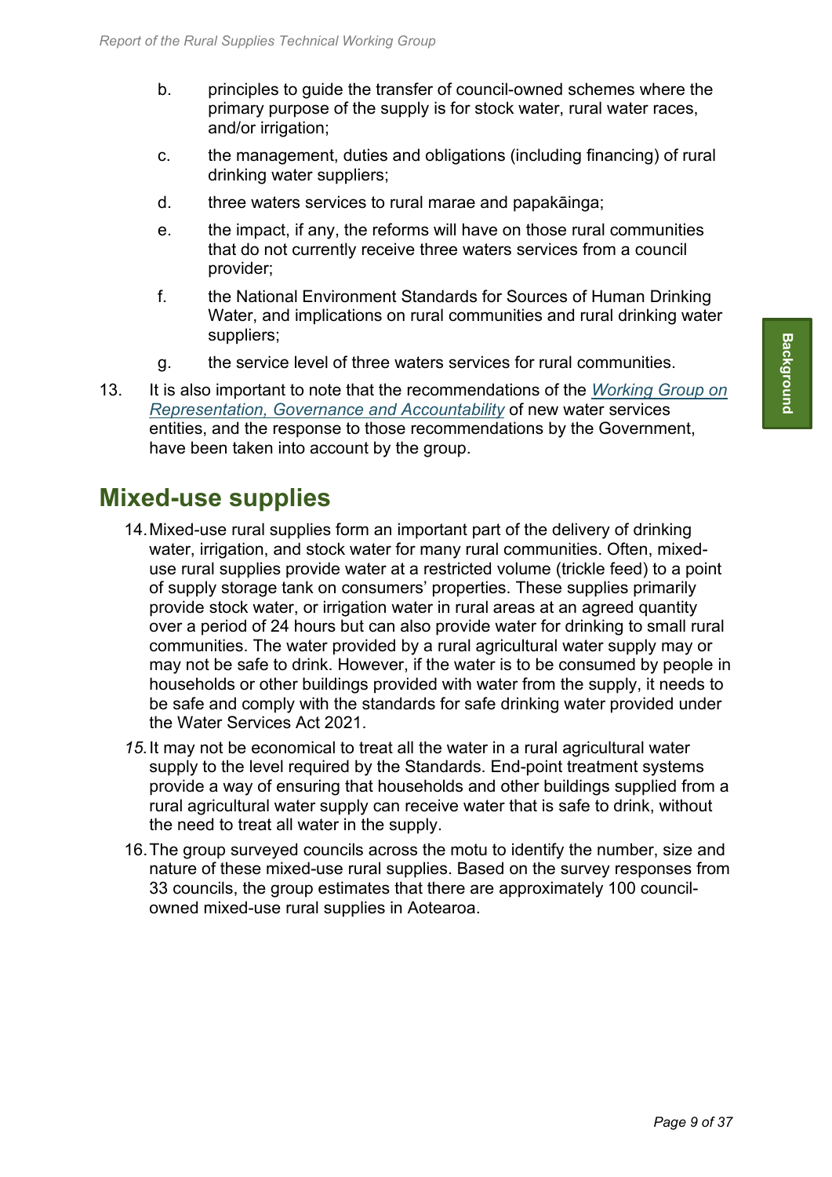b. principles to guide the transfer of council-owned schemes where the primary purpose of the supply is for stock water, rural water races, and/or irrigation;

c. the management, duties and obligations (including financing) of rural drinking water suppliers;

d. three waters services to rural marae and papakāinga;

e. the impact, if any, the reforms will have on those rural communities that do not currently receive three waters services from a council provider;

f. the National Environment Standards for Sources of Human Drinking Water, and implications on rural communities and rural drinking water suppliers;

g. the service level of three waters services for rural communities.

13. It is also important to note that the recommendations of the *Working Group on Representation, Governance and Accountability* of new water services entities, and the response to those recommendations by the Government, have been taken into account by the group.

## Mixed-use supplies

14. Mixed-use rural supplies form an important part of the delivery of drinking water, irrigation, and stock water for many rural communities. Often, mixed-use rural supplies provide water at a restricted volume (trickle feed) to a point of supply storage tank on consumers' properties. These supplies primarily provide stock water, or irrigation water in rural areas at an agreed quantity over a period of 24 hours but can also provide water for drinking to small rural communities. The water provided by a rural agricultural water supply may or may not be safe to drink. However, if the water is to be consumed by people in households or other buildings provided with water from the supply, it needs to be safe and comply with the standards for safe drinking water provided under the Water Services Act 2021.

15. It may not be economical to treat all the water in a rural agricultural water supply to the level required by the Standards. End-point treatment systems provide a way of ensuring that households and other buildings supplied from a rural agricultural water supply can receive water that is safe to drink, without the need to treat all water in the supply.

16. The group surveyed councils across the motu to identify the number, size and nature of these mixed-use rural supplies. Based on the survey responses from 33 councils, the group estimates that there are approximately 100 council-owned mixed-use rural supplies in Aotearoa.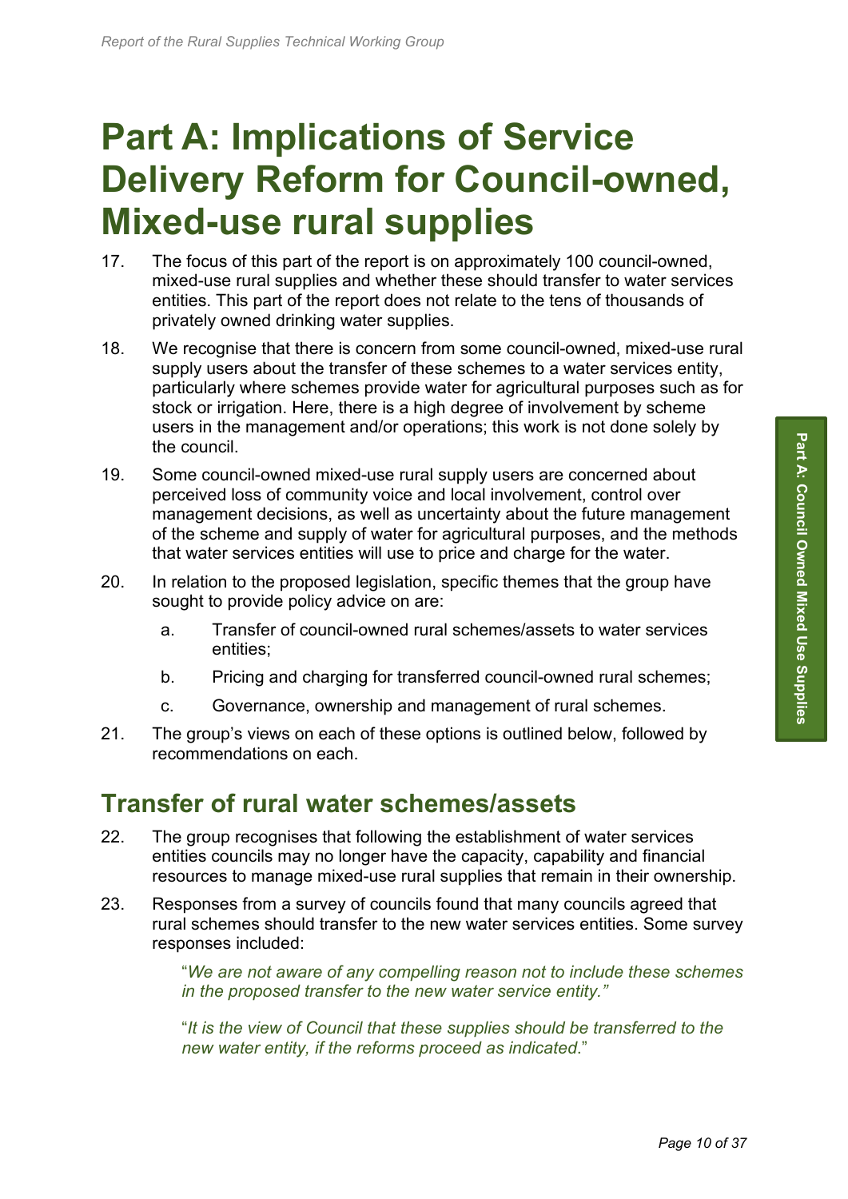# Part A: Implications of Service Delivery Reform for Council-owned, Mixed-use rural supplies

17. The focus of this part of the report is on approximately 100 council-owned, mixed-use rural supplies and whether these should transfer to water services entities. This part of the report does not relate to the tens of thousands of privately owned drinking water supplies.

18. We recognise that there is concern from some council-owned, mixed-use rural supply users about the transfer of these schemes to a water services entity, particularly where schemes provide water for agricultural purposes such as for stock or irrigation. Here, there is a high degree of involvement by scheme users in the management and/or operations; this work is not done solely by the council.

19. Some council-owned mixed-use rural supply users are concerned about perceived loss of community voice and local involvement, control over management decisions, as well as uncertainty about the future management of the scheme and supply of water for agricultural purposes, and the methods that water services entities will use to price and charge for the water.

20. In relation to the proposed legislation, specific themes that the group have sought to provide policy advice on are:

    a. Transfer of council-owned rural schemes/assets to water services entities;

    b. Pricing and charging for transferred council-owned rural schemes;

    c. Governance, ownership and management of rural schemes.

21. The group's views on each of these options is outlined below, followed by recommendations on each.

## Transfer of rural water schemes/assets

22. The group recognises that following the establishment of water services entities councils may no longer have the capacity, capability and financial resources to manage mixed-use rural supplies that remain in their ownership.

23. Responses from a survey of councils found that many councils agreed that rural schemes should transfer to the new water services entities. Some survey responses included:

    "*We are not aware of any compelling reason not to include these schemes in the proposed transfer to the new water service entity.*"

    "*It is the view of Council that these supplies should be transferred to the new water entity, if the reforms proceed as indicated.*"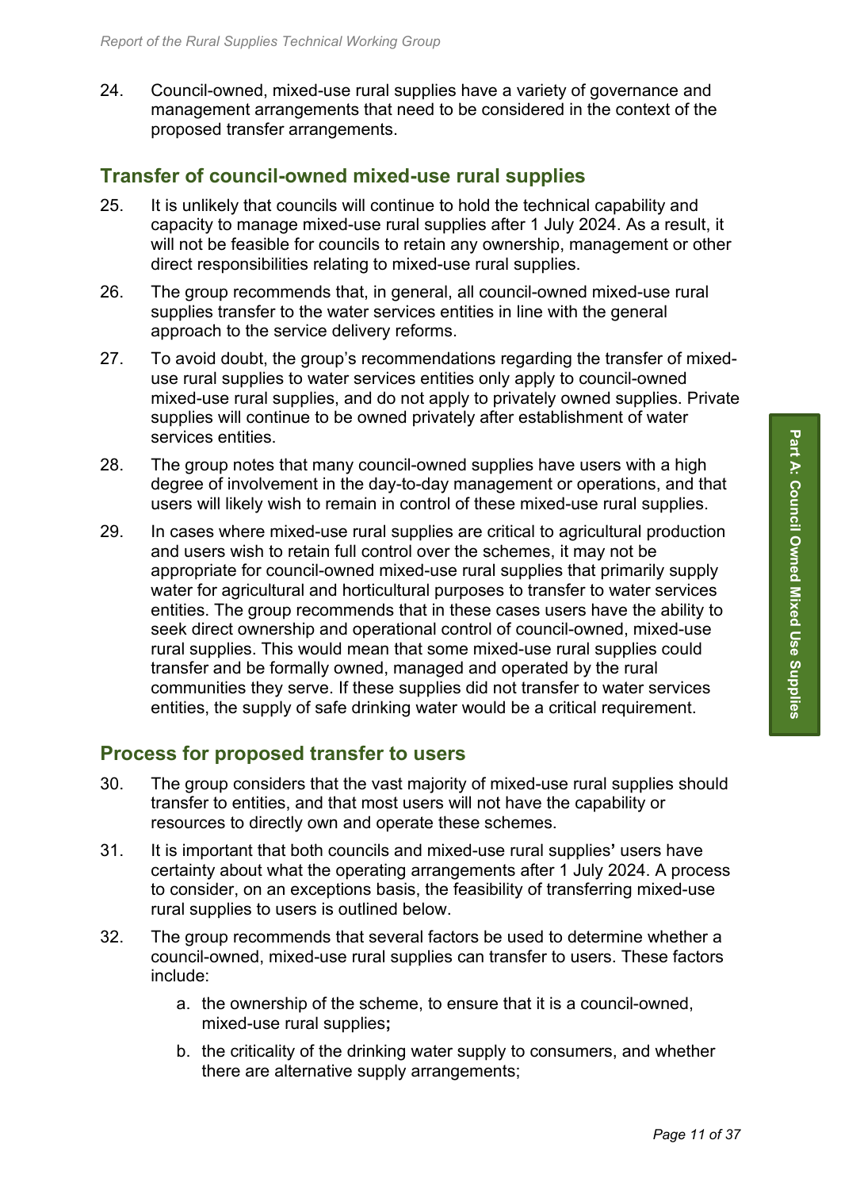24. Council-owned, mixed-use rural supplies have a variety of governance and management arrangements that need to be considered in the context of the proposed transfer arrangements.

## Transfer of council-owned mixed-use rural supplies

25. It is unlikely that councils will continue to hold the technical capability and capacity to manage mixed-use rural supplies after 1 July 2024. As a result, it will not be feasible for councils to retain any ownership, management or other direct responsibilities relating to mixed-use rural supplies.

26. The group recommends that, in general, all council-owned mixed-use rural supplies transfer to the water services entities in line with the general approach to the service delivery reforms.

27. To avoid doubt, the group's recommendations regarding the transfer of mixed-use rural supplies to water services entities only apply to council-owned mixed-use rural supplies, and do not apply to privately owned supplies. Private supplies will continue to be owned privately after establishment of water services entities.

28. The group notes that many council-owned supplies have users with a high degree of involvement in the day-to-day management or operations, and that users will likely wish to remain in control of these mixed-use rural supplies.

29. In cases where mixed-use rural supplies are critical to agricultural production and users wish to retain full control over the schemes, it may not be appropriate for council-owned mixed-use rural supplies that primarily supply water for agricultural and horticultural purposes to transfer to water services entities. The group recommends that in these cases users have the ability to seek direct ownership and operational control of council-owned, mixed-use rural supplies. This would mean that some mixed-use rural supplies could transfer and be formally owned, managed and operated by the rural communities they serve. If these supplies did not transfer to water services entities, the supply of safe drinking water would be a critical requirement.

## Process for proposed transfer to users

30. The group considers that the vast majority of mixed-use rural supplies should transfer to entities, and that most users will not have the capability or resources to directly own and operate these schemes.

31. It is important that both councils and mixed-use rural supplies' users have certainty about what the operating arrangements after 1 July 2024. A process to consider, on an exceptions basis, the feasibility of transferring mixed-use rural supplies to users is outlined below.

32. The group recommends that several factors be used to determine whether a council-owned, mixed-use rural supplies can transfer to users. These factors include:

    a. the ownership of the scheme, to ensure that it is a council-owned, mixed-use rural supplies;

    b. the criticality of the drinking water supply to consumers, and whether there are alternative supply arrangements;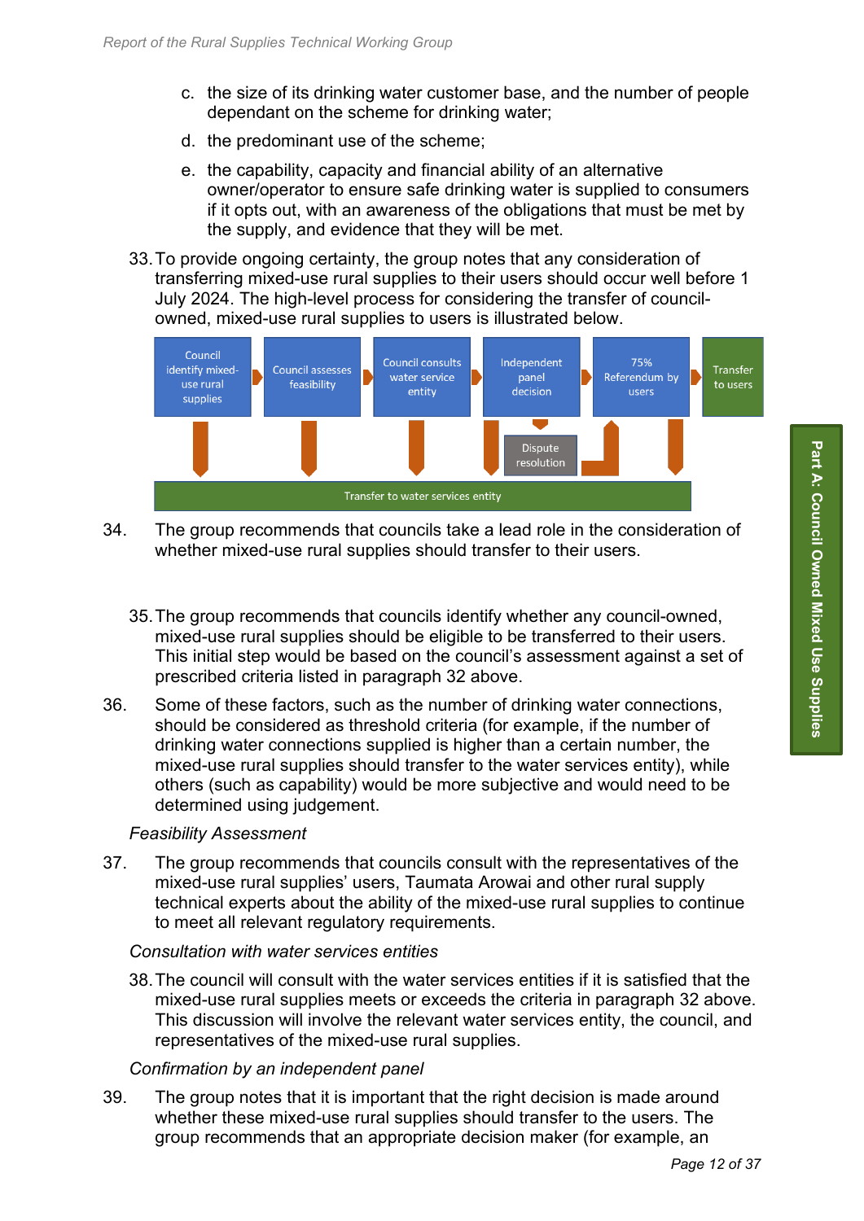c. the size of its drinking water customer base, and the number of people dependant on the scheme for drinking water;

d. the predominant use of the scheme;

e. the capability, capacity and financial ability of an alternative owner/operator to ensure safe drinking water is supplied to consumers if it opts out, with an awareness of the obligations that must be met by the supply, and evidence that they will be met.

33. To provide ongoing certainty, the group notes that any consideration of transferring mixed-use rural supplies to their users should occur well before 1 July 2024. The high-level process for considering the transfer of council-owned, mixed-use rural supplies to users is illustrated below.

Council identify mixed-use rural supplies → Council assesses feasibility → Council consults water service entity → Independent panel decision → 75% Referendum by users → Transfer to users

Dispute resolution

Transfer to water services entity

34. The group recommends that councils take a lead role in the consideration of whether mixed-use rural supplies should transfer to their users.

35. The group recommends that councils identify whether any council-owned, mixed-use rural supplies should be eligible to be transferred to their users. This initial step would be based on the council's assessment against a set of prescribed criteria listed in paragraph 32 above.

36. Some of these factors, such as the number of drinking water connections, should be considered as threshold criteria (for example, if the number of drinking water connections supplied is higher than a certain number, the mixed-use rural supplies should transfer to the water services entity), while others (such as capability) would be more subjective and would need to be determined using judgement.

*Feasibility Assessment*

37. The group recommends that councils consult with the representatives of the mixed-use rural supplies' users, Taumata Arowai and other rural supply technical experts about the ability of the mixed-use rural supplies to continue to meet all relevant regulatory requirements.

*Consultation with water services entities*

38. The council will consult with the water services entities if it is satisfied that the mixed-use rural supplies meets or exceeds the criteria in paragraph 32 above. This discussion will involve the relevant water services entity, the council, and representatives of the mixed-use rural supplies.

*Confirmation by an independent panel*

39. The group notes that it is important that the right decision is made around whether these mixed-use rural supplies should transfer to the users. The group recommends that an appropriate decision maker (for example, an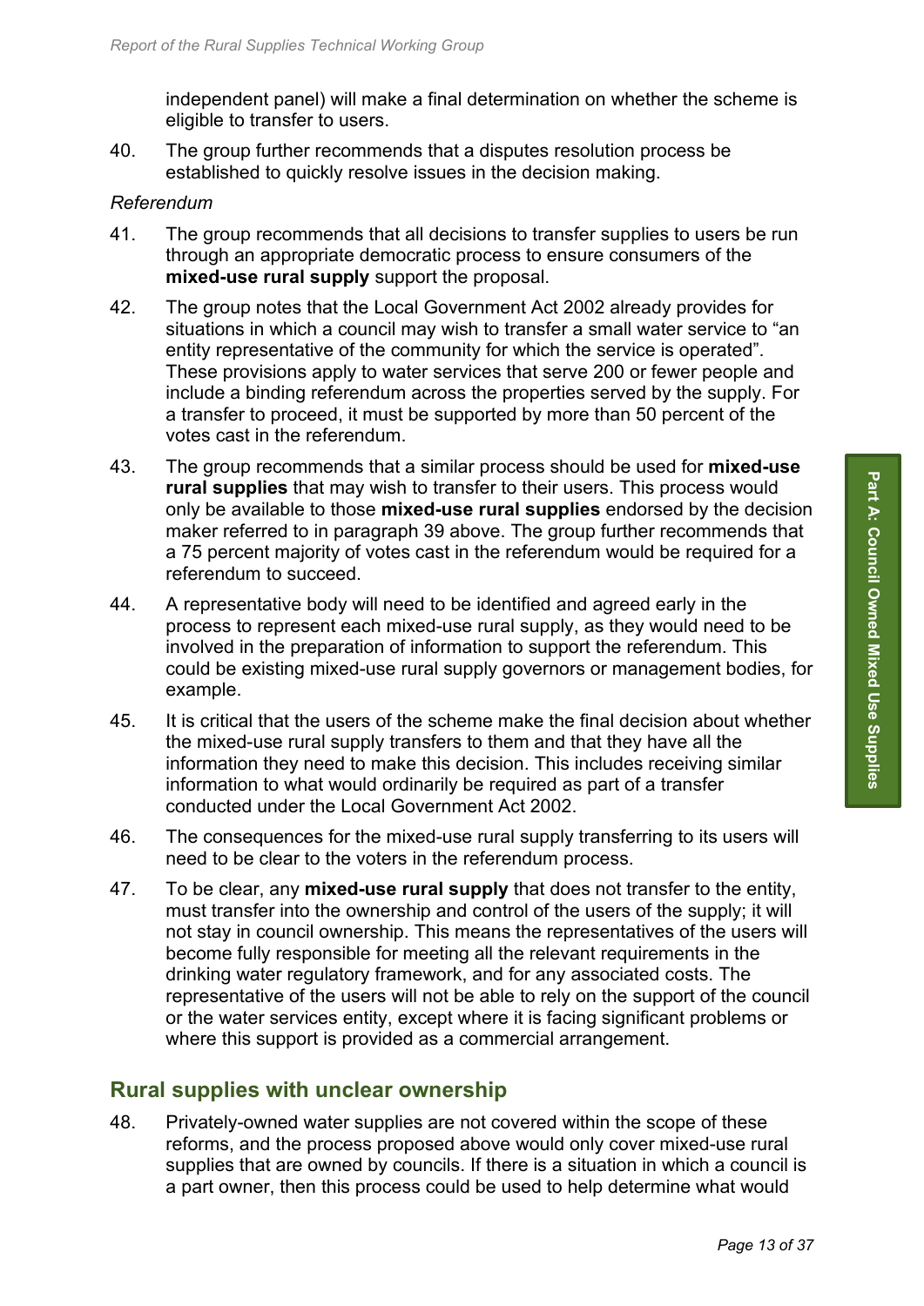independent panel) will make a final determination on whether the scheme is eligible to transfer to users.

40. The group further recommends that a disputes resolution process be established to quickly resolve issues in the decision making.

*Referendum*

41. The group recommends that all decisions to transfer supplies to users be run through an appropriate democratic process to ensure consumers of the **mixed-use rural supply** support the proposal.

42. The group notes that the Local Government Act 2002 already provides for situations in which a council may wish to transfer a small water service to "an entity representative of the community for which the service is operated". These provisions apply to water services that serve 200 or fewer people and include a binding referendum across the properties served by the supply. For a transfer to proceed, it must be supported by more than 50 percent of the votes cast in the referendum.

43. The group recommends that a similar process should be used for **mixed-use rural supplies** that may wish to transfer to their users. This process would only be available to those **mixed-use rural supplies** endorsed by the decision maker referred to in paragraph 39 above. The group further recommends that a 75 percent majority of votes cast in the referendum would be required for a referendum to succeed.

44. A representative body will need to be identified and agreed early in the process to represent each mixed-use rural supply, as they would need to be involved in the preparation of information to support the referendum. This could be existing mixed-use rural supply governors or management bodies, for example.

45. It is critical that the users of the scheme make the final decision about whether the mixed-use rural supply transfers to them and that they have all the information they need to make this decision. This includes receiving similar information to what would ordinarily be required as part of a transfer conducted under the Local Government Act 2002.

46. The consequences for the mixed-use rural supply transferring to its users will need to be clear to the voters in the referendum process.

47. To be clear, any **mixed-use rural supply** that does not transfer to the entity, must transfer into the ownership and control of the users of the supply; it will not stay in council ownership. This means the representatives of the users will become fully responsible for meeting all the relevant requirements in the drinking water regulatory framework, and for any associated costs. The representative of the users will not be able to rely on the support of the council or the water services entity, except where it is facing significant problems or where this support is provided as a commercial arrangement.

## Rural supplies with unclear ownership

48. Privately-owned water supplies are not covered within the scope of these reforms, and the process proposed above would only cover mixed-use rural supplies that are owned by councils. If there is a situation in which a council is a part owner, then this process could be used to help determine what would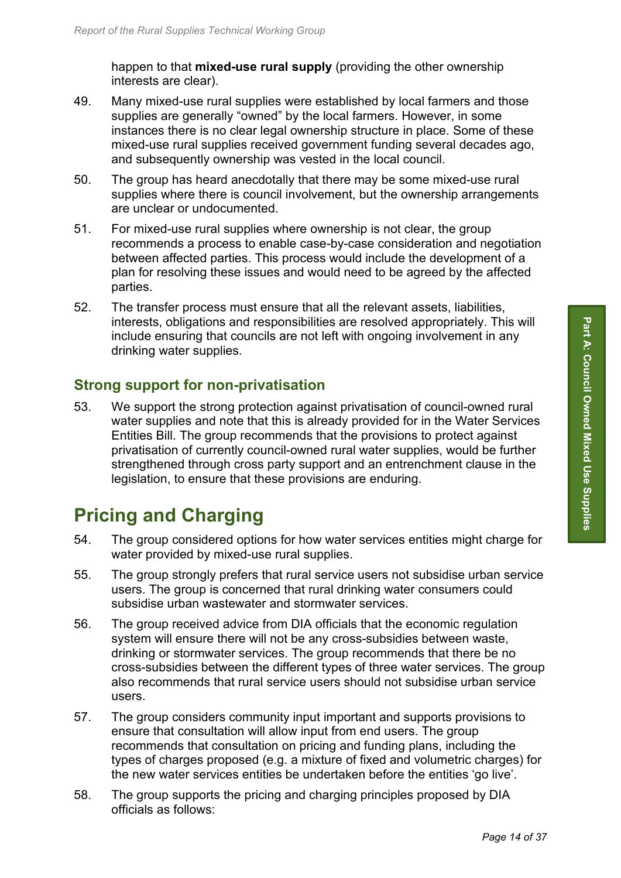happen to that **mixed-use rural supply** (providing the other ownership interests are clear).

49. Many mixed-use rural supplies were established by local farmers and those supplies are generally "owned" by the local farmers. However, in some instances there is no clear legal ownership structure in place. Some of these mixed-use rural supplies received government funding several decades ago, and subsequently ownership was vested in the local council.

50. The group has heard anecdotally that there may be some mixed-use rural supplies where there is council involvement, but the ownership arrangements are unclear or undocumented.

51. For mixed-use rural supplies where ownership is not clear, the group recommends a process to enable case-by-case consideration and negotiation between affected parties. This process would include the development of a plan for resolving these issues and would need to be agreed by the affected parties.

52. The transfer process must ensure that all the relevant assets, liabilities, interests, obligations and responsibilities are resolved appropriately. This will include ensuring that councils are not left with ongoing involvement in any drinking water supplies.

### Strong support for non-privatisation

53. We support the strong protection against privatisation of council-owned rural water supplies and note that this is already provided for in the Water Services Entities Bill. The group recommends that the provisions to protect against privatisation of currently council-owned rural water supplies, would be further strengthened through cross party support and an entrenchment clause in the legislation, to ensure that these provisions are enduring.

## Pricing and Charging

54. The group considered options for how water services entities might charge for water provided by mixed-use rural supplies.

55. The group strongly prefers that rural service users not subsidise urban service users. The group is concerned that rural drinking water consumers could subsidise urban wastewater and stormwater services.

56. The group received advice from DIA officials that the economic regulation system will ensure there will not be any cross-subsidies between waste, drinking or stormwater services. The group recommends that there be no cross-subsidies between the different types of three water services. The group also recommends that rural service users should not subsidise urban service users.

57. The group considers community input important and supports provisions to ensure that consultation will allow input from end users. The group recommends that consultation on pricing and funding plans, including the types of charges proposed (e.g. a mixture of fixed and volumetric charges) for the new water services entities be undertaken before the entities 'go live'.

58. The group supports the pricing and charging principles proposed by DIA officials as follows: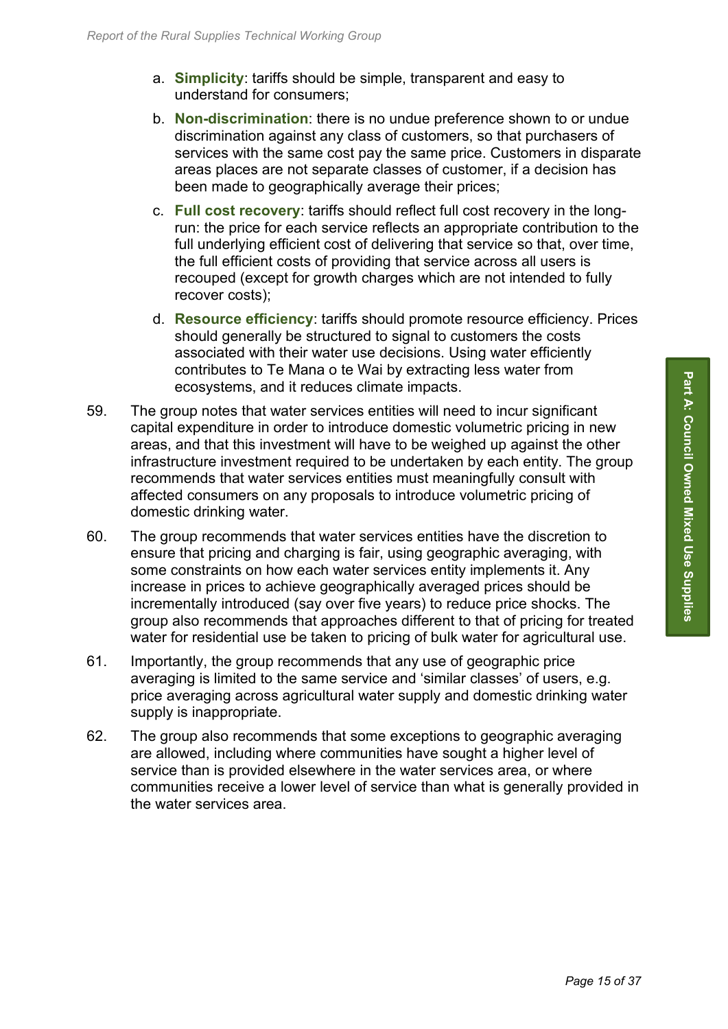a. **Simplicity**: tariffs should be simple, transparent and easy to understand for consumers;

b. **Non-discrimination**: there is no undue preference shown to or undue discrimination against any class of customers, so that purchasers of services with the same cost pay the same price. Customers in disparate areas places are not separate classes of customer, if a decision has been made to geographically average their prices;

c. **Full cost recovery**: tariffs should reflect full cost recovery in the long-run: the price for each service reflects an appropriate contribution to the full underlying efficient cost of delivering that service so that, over time, the full efficient costs of providing that service across all users is recouped (except for growth charges which are not intended to fully recover costs);

d. **Resource efficiency**: tariffs should promote resource efficiency. Prices should generally be structured to signal to customers the costs associated with their water use decisions. Using water efficiently contributes to Te Mana o te Wai by extracting less water from ecosystems, and it reduces climate impacts.

59. The group notes that water services entities will need to incur significant capital expenditure in order to introduce domestic volumetric pricing in new areas, and that this investment will have to be weighed up against the other infrastructure investment required to be undertaken by each entity. The group recommends that water services entities must meaningfully consult with affected consumers on any proposals to introduce volumetric pricing of domestic drinking water.

60. The group recommends that water services entities have the discretion to ensure that pricing and charging is fair, using geographic averaging, with some constraints on how each water services entity implements it. Any increase in prices to achieve geographically averaged prices should be incrementally introduced (say over five years) to reduce price shocks. The group also recommends that approaches different to that of pricing for treated water for residential use be taken to pricing of bulk water for agricultural use.

61. Importantly, the group recommends that any use of geographic price averaging is limited to the same service and 'similar classes' of users, e.g. price averaging across agricultural water supply and domestic drinking water supply is inappropriate.

62. The group also recommends that some exceptions to geographic averaging are allowed, including where communities have sought a higher level of service than is provided elsewhere in the water services area, or where communities receive a lower level of service than what is generally provided in the water services area.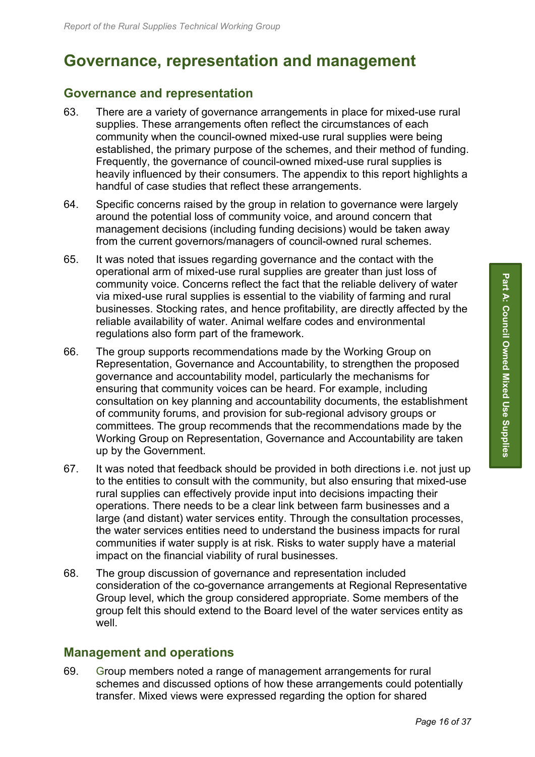# Governance, representation and management

## Governance and representation

63. There are a variety of governance arrangements in place for mixed-use rural supplies. These arrangements often reflect the circumstances of each community when the council-owned mixed-use rural supplies were being established, the primary purpose of the schemes, and their method of funding. Frequently, the governance of council-owned mixed-use rural supplies is heavily influenced by their consumers. The appendix to this report highlights a handful of case studies that reflect these arrangements.

64. Specific concerns raised by the group in relation to governance were largely around the potential loss of community voice, and around concern that management decisions (including funding decisions) would be taken away from the current governors/managers of council-owned rural schemes.

65. It was noted that issues regarding governance and the contact with the operational arm of mixed-use rural supplies are greater than just loss of community voice. Concerns reflect the fact that the reliable delivery of water via mixed-use rural supplies is essential to the viability of farming and rural businesses. Stocking rates, and hence profitability, are directly affected by the reliable availability of water. Animal welfare codes and environmental regulations also form part of the framework.

66. The group supports recommendations made by the Working Group on Representation, Governance and Accountability, to strengthen the proposed governance and accountability model, particularly the mechanisms for ensuring that community voices can be heard. For example, including consultation on key planning and accountability documents, the establishment of community forums, and provision for sub-regional advisory groups or committees. The group recommends that the recommendations made by the Working Group on Representation, Governance and Accountability are taken up by the Government.

67. It was noted that feedback should be provided in both directions i.e. not just up to the entities to consult with the community, but also ensuring that mixed-use rural supplies can effectively provide input into decisions impacting their operations. There needs to be a clear link between farm businesses and a large (and distant) water services entity. Through the consultation processes, the water services entities need to understand the business impacts for rural communities if water supply is at risk. Risks to water supply have a material impact on the financial viability of rural businesses.

68. The group discussion of governance and representation included consideration of the co-governance arrangements at Regional Representative Group level, which the group considered appropriate. Some members of the group felt this should extend to the Board level of the water services entity as well.

## Management and operations

69. Group members noted a range of management arrangements for rural schemes and discussed options of how these arrangements could potentially transfer. Mixed views were expressed regarding the option for shared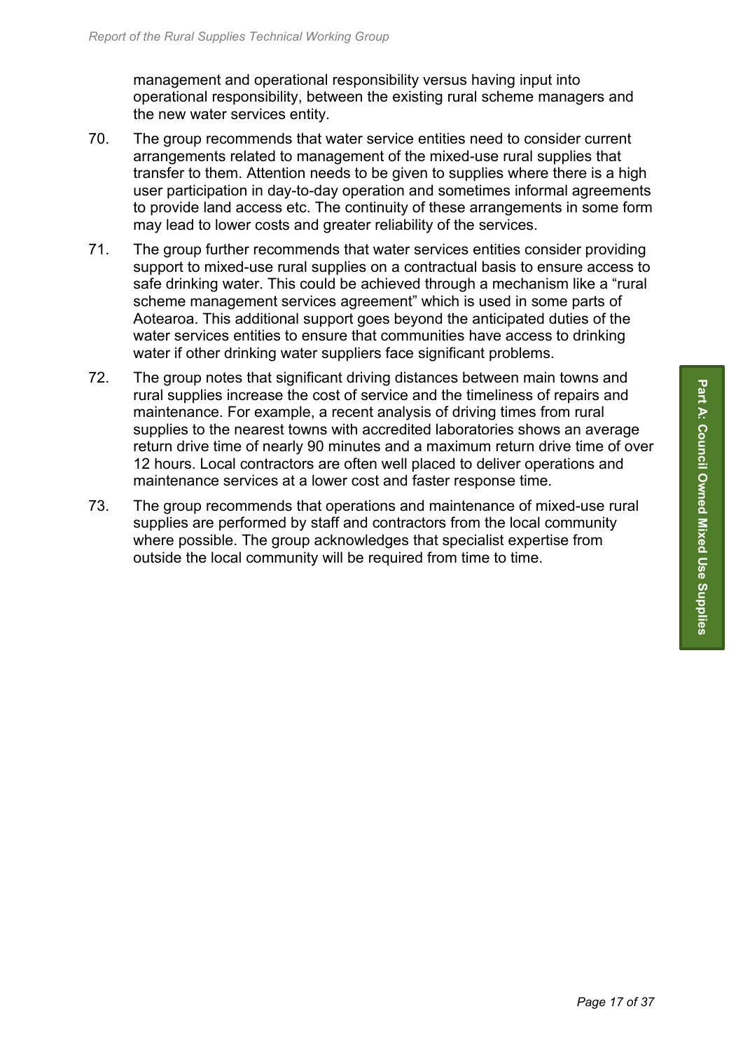management and operational responsibility versus having input into operational responsibility, between the existing rural scheme managers and the new water services entity.

70. The group recommends that water service entities need to consider current arrangements related to management of the mixed-use rural supplies that transfer to them. Attention needs to be given to supplies where there is a high user participation in day-to-day operation and sometimes informal agreements to provide land access etc. The continuity of these arrangements in some form may lead to lower costs and greater reliability of the services.

71. The group further recommends that water services entities consider providing support to mixed-use rural supplies on a contractual basis to ensure access to safe drinking water. This could be achieved through a mechanism like a "rural scheme management services agreement" which is used in some parts of Aotearoa. This additional support goes beyond the anticipated duties of the water services entities to ensure that communities have access to drinking water if other drinking water suppliers face significant problems.

72. The group notes that significant driving distances between main towns and rural supplies increase the cost of service and the timeliness of repairs and maintenance. For example, a recent analysis of driving times from rural supplies to the nearest towns with accredited laboratories shows an average return drive time of nearly 90 minutes and a maximum return drive time of over 12 hours. Local contractors are often well placed to deliver operations and maintenance services at a lower cost and faster response time.

73. The group recommends that operations and maintenance of mixed-use rural supplies are performed by staff and contractors from the local community where possible. The group acknowledges that specialist expertise from outside the local community will be required from time to time.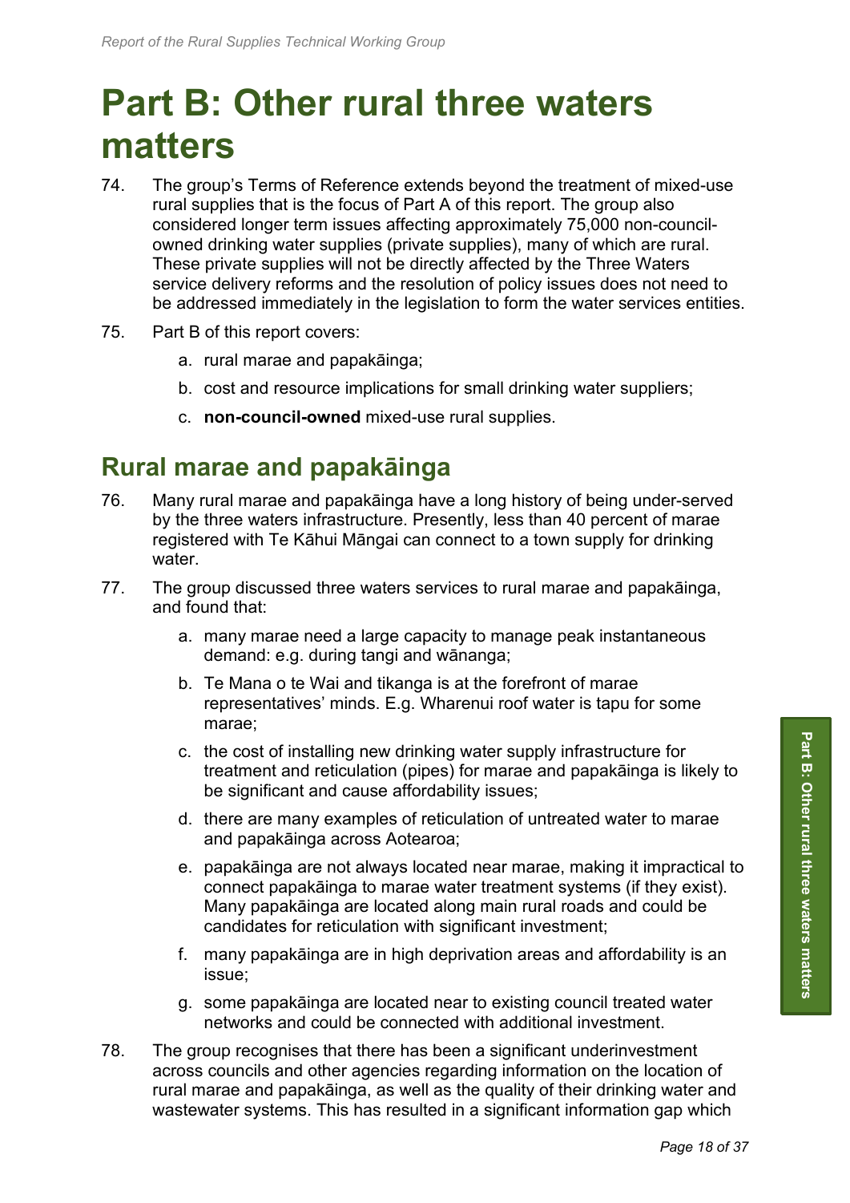# Part B: Other rural three waters matters

74. The group's Terms of Reference extends beyond the treatment of mixed-use rural supplies that is the focus of Part A of this report. The group also considered longer term issues affecting approximately 75,000 non-council-owned drinking water supplies (private supplies), many of which are rural. These private supplies will not be directly affected by the Three Waters service delivery reforms and the resolution of policy issues does not need to be addressed immediately in the legislation to form the water services entities.

75. Part B of this report covers:

    a. rural marae and papakāinga;

    b. cost and resource implications for small drinking water suppliers;

    c. **non-council-owned** mixed-use rural supplies.

## Rural marae and papakāinga

76. Many rural marae and papakāinga have a long history of being under-served by the three waters infrastructure. Presently, less than 40 percent of marae registered with Te Kāhui Māngai can connect to a town supply for drinking water.

77. The group discussed three waters services to rural marae and papakāinga, and found that:

    a. many marae need a large capacity to manage peak instantaneous demand: e.g. during tangi and wānanga;

    b. Te Mana o te Wai and tikanga is at the forefront of marae representatives' minds. E.g. Wharenui roof water is tapu for some marae;

    c. the cost of installing new drinking water supply infrastructure for treatment and reticulation (pipes) for marae and papakāinga is likely to be significant and cause affordability issues;

    d. there are many examples of reticulation of untreated water to marae and papakāinga across Aotearoa;

    e. papakāinga are not always located near marae, making it impractical to connect papakāinga to marae water treatment systems (if they exist). Many papakāinga are located along main rural roads and could be candidates for reticulation with significant investment;

    f. many papakāinga are in high deprivation areas and affordability is an issue;

    g. some papakāinga are located near to existing council treated water networks and could be connected with additional investment.

78. The group recognises that there has been a significant underinvestment across councils and other agencies regarding information on the location of rural marae and papakāinga, as well as the quality of their drinking water and wastewater systems. This has resulted in a significant information gap which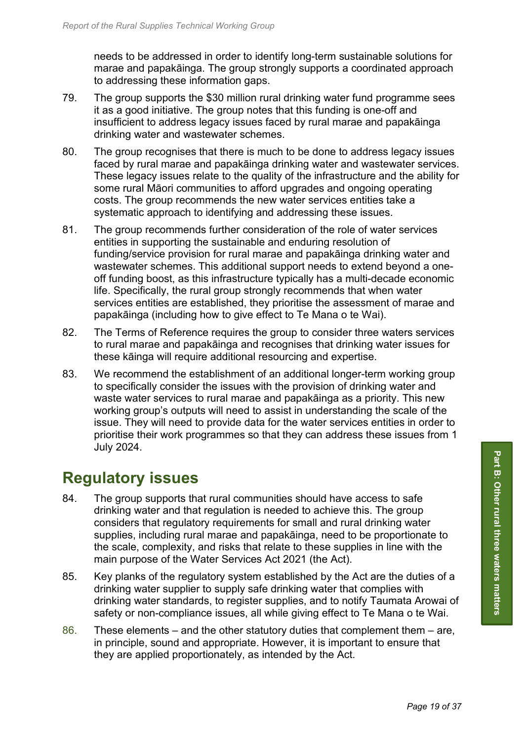needs to be addressed in order to identify long-term sustainable solutions for marae and papakāinga. The group strongly supports a coordinated approach to addressing these information gaps.

79. The group supports the $30 million rural drinking water fund programme sees it as a good initiative. The group notes that this funding is one-off and insufficient to address legacy issues faced by rural marae and papakāinga drinking water and wastewater schemes.

80. The group recognises that there is much to be done to address legacy issues faced by rural marae and papakāinga drinking water and wastewater services. These legacy issues relate to the quality of the infrastructure and the ability for some rural Māori communities to afford upgrades and ongoing operating costs. The group recommends the new water services entities take a systematic approach to identifying and addressing these issues.

81. The group recommends further consideration of the role of water services entities in supporting the sustainable and enduring resolution of funding/service provision for rural marae and papakāinga drinking water and wastewater schemes. This additional support needs to extend beyond a one-off funding boost, as this infrastructure typically has a multi-decade economic life. Specifically, the rural group strongly recommends that when water services entities are established, they prioritise the assessment of marae and papakāinga (including how to give effect to Te Mana o te Wai).

82. The Terms of Reference requires the group to consider three waters services to rural marae and papakāinga and recognises that drinking water issues for these kāinga will require additional resourcing and expertise.

83. We recommend the establishment of an additional longer-term working group to specifically consider the issues with the provision of drinking water and waste water services to rural marae and papakāinga as a priority. This new working group's outputs will need to assist in understanding the scale of the issue. They will need to provide data for the water services entities in order to prioritise their work programmes so that they can address these issues from 1 July 2024.

## Regulatory issues

84. The group supports that rural communities should have access to safe drinking water and that regulation is needed to achieve this. The group considers that regulatory requirements for small and rural drinking water supplies, including rural marae and papakāinga, need to be proportionate to the scale, complexity, and risks that relate to these supplies in line with the main purpose of the Water Services Act 2021 (the Act).

85. Key planks of the regulatory system established by the Act are the duties of a drinking water supplier to supply safe drinking water that complies with drinking water standards, to register supplies, and to notify Taumata Arowai of safety or non-compliance issues, all while giving effect to Te Mana o te Wai.

86. These elements – and the other statutory duties that complement them – are, in principle, sound and appropriate. However, it is important to ensure that they are applied proportionately, as intended by the Act.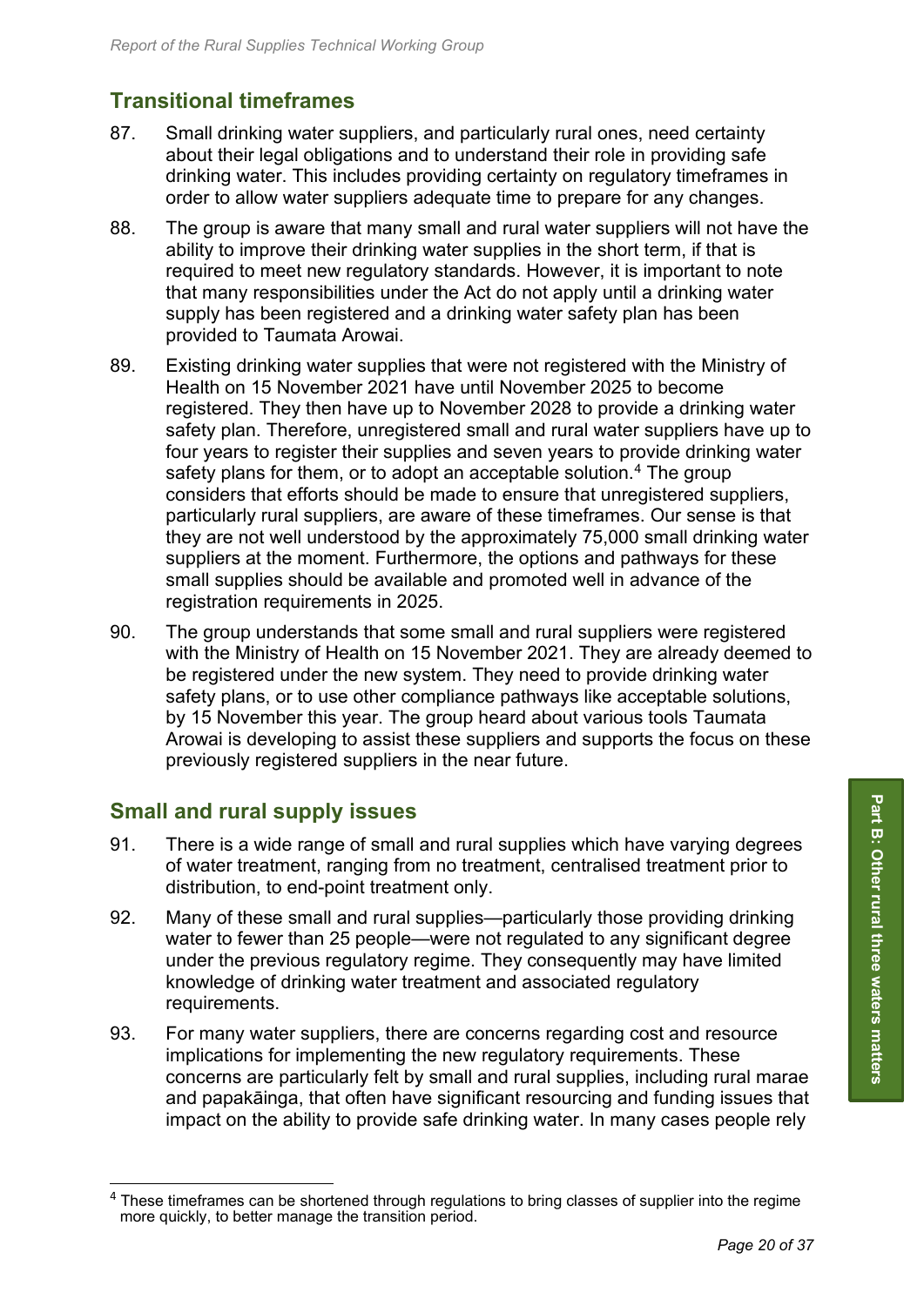## Transitional timeframes

87. Small drinking water suppliers, and particularly rural ones, need certainty about their legal obligations and to understand their role in providing safe drinking water. This includes providing certainty on regulatory timeframes in order to allow water suppliers adequate time to prepare for any changes.

88. The group is aware that many small and rural water suppliers will not have the ability to improve their drinking water supplies in the short term, if that is required to meet new regulatory standards. However, it is important to note that many responsibilities under the Act do not apply until a drinking water supply has been registered and a drinking water safety plan has been provided to Taumata Arowai.

89. Existing drinking water supplies that were not registered with the Ministry of Health on 15 November 2021 have until November 2025 to become registered. They then have up to November 2028 to provide a drinking water safety plan. Therefore, unregistered small and rural water suppliers have up to four years to register their supplies and seven years to provide drinking water safety plans for them, or to adopt an acceptable solution.[4] The group considers that efforts should be made to ensure that unregistered suppliers, particularly rural suppliers, are aware of these timeframes. Our sense is that they are not well understood by the approximately 75,000 small drinking water suppliers at the moment. Furthermore, the options and pathways for these small supplies should be available and promoted well in advance of the registration requirements in 2025.

90. The group understands that some small and rural suppliers were registered with the Ministry of Health on 15 November 2021. They are already deemed to be registered under the new system. They need to provide drinking water safety plans, or to use other compliance pathways like acceptable solutions, by 15 November this year. The group heard about various tools Taumata Arowai is developing to assist these suppliers and supports the focus on these previously registered suppliers in the near future.

## Small and rural supply issues

91. There is a wide range of small and rural supplies which have varying degrees of water treatment, ranging from no treatment, centralised treatment prior to distribution, to end-point treatment only.

92. Many of these small and rural supplies—particularly those providing drinking water to fewer than 25 people—were not regulated to any significant degree under the previous regulatory regime. They consequently may have limited knowledge of drinking water treatment and associated regulatory requirements.

93. For many water suppliers, there are concerns regarding cost and resource implications for implementing the new regulatory requirements. These concerns are particularly felt by small and rural supplies, including rural marae and papakāinga, that often have significant resourcing and funding issues that impact on the ability to provide safe drinking water. In many cases people rely

[4] These timeframes can be shortened through regulations to bring classes of supplier into the regime more quickly, to better manage the transition period.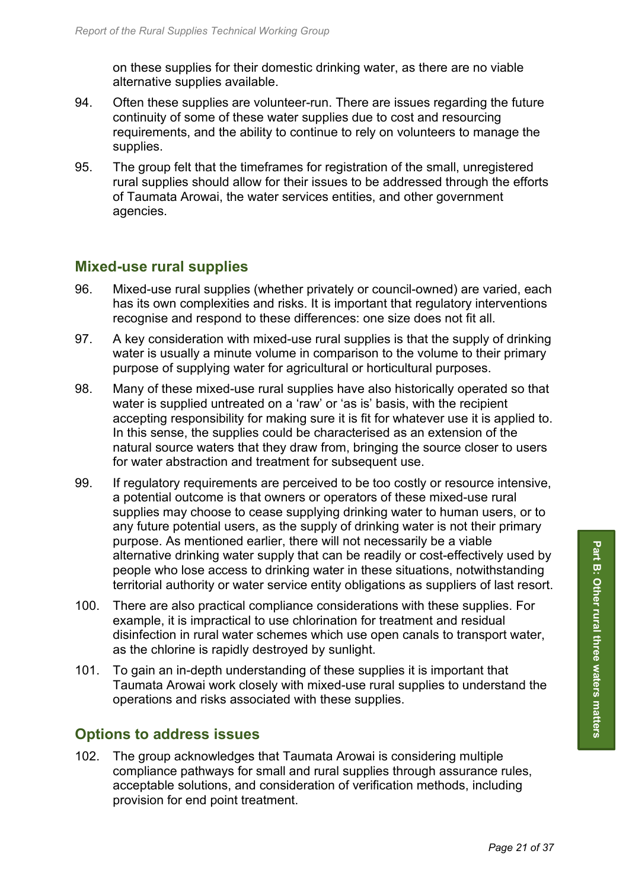on these supplies for their domestic drinking water, as there are no viable alternative supplies available.

94. Often these supplies are volunteer-run. There are issues regarding the future continuity of some of these water supplies due to cost and resourcing requirements, and the ability to continue to rely on volunteers to manage the supplies.

95. The group felt that the timeframes for registration of the small, unregistered rural supplies should allow for their issues to be addressed through the efforts of Taumata Arowai, the water services entities, and other government agencies.

## Mixed-use rural supplies

96. Mixed-use rural supplies (whether privately or council-owned) are varied, each has its own complexities and risks. It is important that regulatory interventions recognise and respond to these differences: one size does not fit all.

97. A key consideration with mixed-use rural supplies is that the supply of drinking water is usually a minute volume in comparison to the volume to their primary purpose of supplying water for agricultural or horticultural purposes.

98. Many of these mixed-use rural supplies have also historically operated so that water is supplied untreated on a 'raw' or 'as is' basis, with the recipient accepting responsibility for making sure it is fit for whatever use it is applied to. In this sense, the supplies could be characterised as an extension of the natural source waters that they draw from, bringing the source closer to users for water abstraction and treatment for subsequent use.

99. If regulatory requirements are perceived to be too costly or resource intensive, a potential outcome is that owners or operators of these mixed-use rural supplies may choose to cease supplying drinking water to human users, or to any future potential users, as the supply of drinking water is not their primary purpose. As mentioned earlier, there will not necessarily be a viable alternative drinking water supply that can be readily or cost-effectively used by people who lose access to drinking water in these situations, notwithstanding territorial authority or water service entity obligations as suppliers of last resort.

100. There are also practical compliance considerations with these supplies. For example, it is impractical to use chlorination for treatment and residual disinfection in rural water schemes which use open canals to transport water, as the chlorine is rapidly destroyed by sunlight.

101. To gain an in-depth understanding of these supplies it is important that Taumata Arowai work closely with mixed-use rural supplies to understand the operations and risks associated with these supplies.

## Options to address issues

102. The group acknowledges that Taumata Arowai is considering multiple compliance pathways for small and rural supplies through assurance rules, acceptable solutions, and consideration of verification methods, including provision for end point treatment.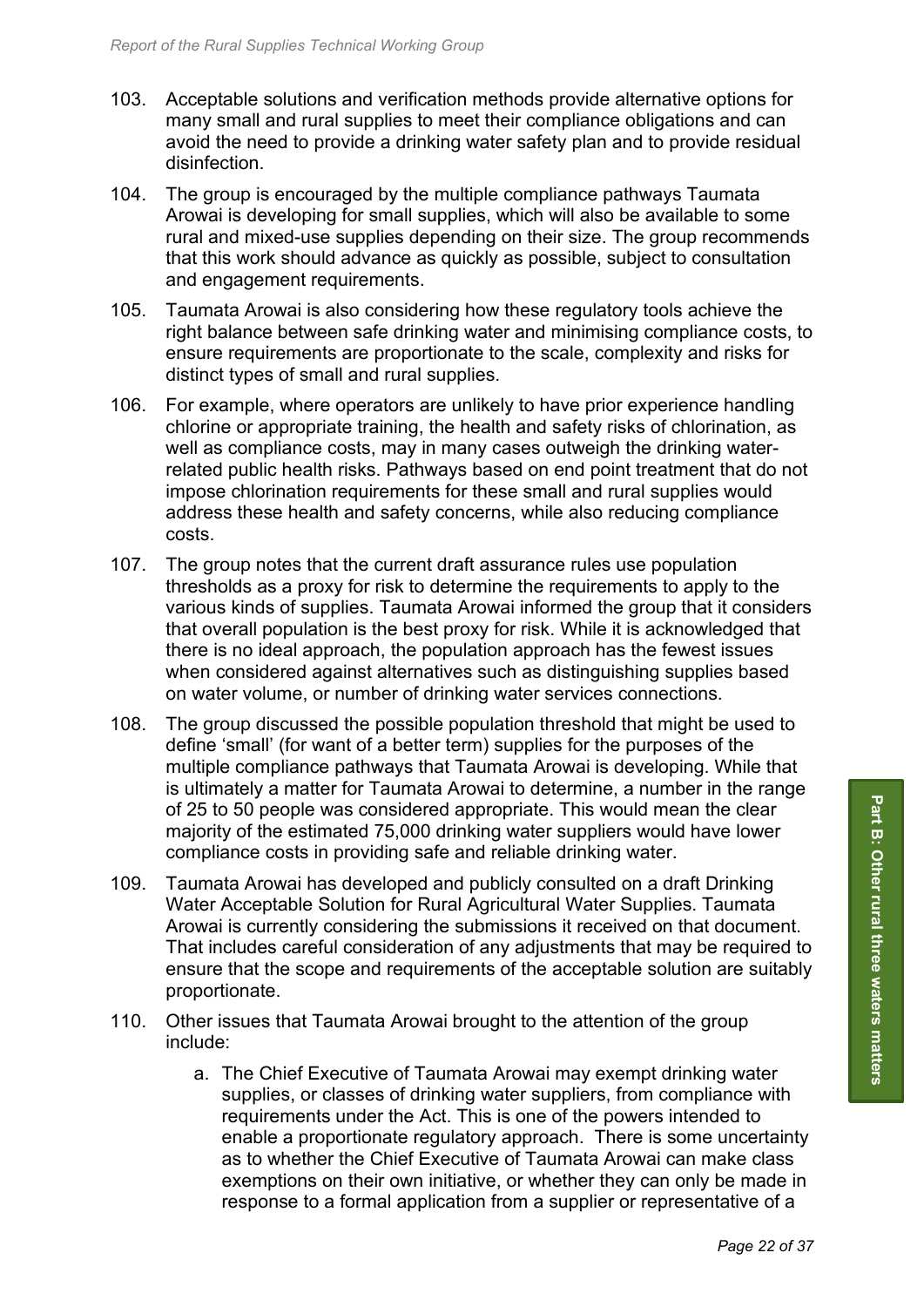103. Acceptable solutions and verification methods provide alternative options for many small and rural supplies to meet their compliance obligations and can avoid the need to provide a drinking water safety plan and to provide residual disinfection.

104. The group is encouraged by the multiple compliance pathways Taumata Arowai is developing for small supplies, which will also be available to some rural and mixed-use supplies depending on their size. The group recommends that this work should advance as quickly as possible, subject to consultation and engagement requirements.

105. Taumata Arowai is also considering how these regulatory tools achieve the right balance between safe drinking water and minimising compliance costs, to ensure requirements are proportionate to the scale, complexity and risks for distinct types of small and rural supplies.

106. For example, where operators are unlikely to have prior experience handling chlorine or appropriate training, the health and safety risks of chlorination, as well as compliance costs, may in many cases outweigh the drinking water-related public health risks. Pathways based on end point treatment that do not impose chlorination requirements for these small and rural supplies would address these health and safety concerns, while also reducing compliance costs.

107. The group notes that the current draft assurance rules use population thresholds as a proxy for risk to determine the requirements to apply to the various kinds of supplies. Taumata Arowai informed the group that it considers that overall population is the best proxy for risk. While it is acknowledged that there is no ideal approach, the population approach has the fewest issues when considered against alternatives such as distinguishing supplies based on water volume, or number of drinking water services connections.

108. The group discussed the possible population threshold that might be used to define 'small' (for want of a better term) supplies for the purposes of the multiple compliance pathways that Taumata Arowai is developing. While that is ultimately a matter for Taumata Arowai to determine, a number in the range of 25 to 50 people was considered appropriate. This would mean the clear majority of the estimated 75,000 drinking water suppliers would have lower compliance costs in providing safe and reliable drinking water.

109. Taumata Arowai has developed and publicly consulted on a draft Drinking Water Acceptable Solution for Rural Agricultural Water Supplies. Taumata Arowai is currently considering the submissions it received on that document. That includes careful consideration of any adjustments that may be required to ensure that the scope and requirements of the acceptable solution are suitably proportionate.

110. Other issues that Taumata Arowai brought to the attention of the group include:

    a. The Chief Executive of Taumata Arowai may exempt drinking water supplies, or classes of drinking water suppliers, from compliance with requirements under the Act. This is one of the powers intended to enable a proportionate regulatory approach. There is some uncertainty as to whether the Chief Executive of Taumata Arowai can make class exemptions on their own initiative, or whether they can only be made in response to a formal application from a supplier or representative of a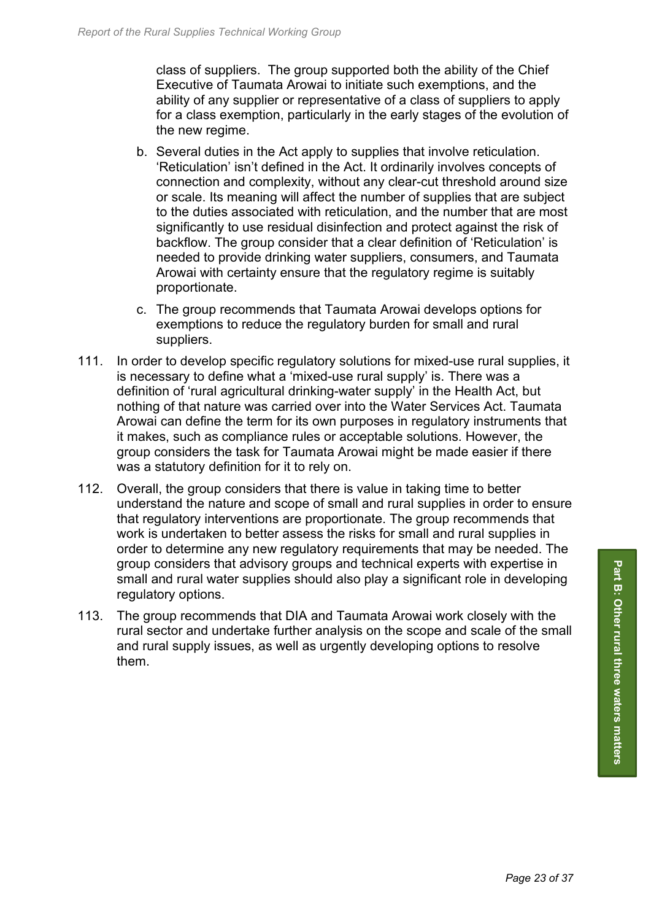class of suppliers. The group supported both the ability of the Chief Executive of Taumata Arowai to initiate such exemptions, and the ability of any supplier or representative of a class of suppliers to apply for a class exemption, particularly in the early stages of the evolution of the new regime.

b. Several duties in the Act apply to supplies that involve reticulation. 'Reticulation' isn't defined in the Act. It ordinarily involves concepts of connection and complexity, without any clear-cut threshold around size or scale. Its meaning will affect the number of supplies that are subject to the duties associated with reticulation, and the number that are most significantly to use residual disinfection and protect against the risk of backflow. The group consider that a clear definition of 'Reticulation' is needed to provide drinking water suppliers, consumers, and Taumata Arowai with certainty ensure that the regulatory regime is suitably proportionate.

c. The group recommends that Taumata Arowai develops options for exemptions to reduce the regulatory burden for small and rural suppliers.

111. In order to develop specific regulatory solutions for mixed-use rural supplies, it is necessary to define what a 'mixed-use rural supply' is. There was a definition of 'rural agricultural drinking-water supply' in the Health Act, but nothing of that nature was carried over into the Water Services Act. Taumata Arowai can define the term for its own purposes in regulatory instruments that it makes, such as compliance rules or acceptable solutions. However, the group considers the task for Taumata Arowai might be made easier if there was a statutory definition for it to rely on.

112. Overall, the group considers that there is value in taking time to better understand the nature and scope of small and rural supplies in order to ensure that regulatory interventions are proportionate. The group recommends that work is undertaken to better assess the risks for small and rural supplies in order to determine any new regulatory requirements that may be needed. The group considers that advisory groups and technical experts with expertise in small and rural water supplies should also play a significant role in developing regulatory options.

113. The group recommends that DIA and Taumata Arowai work closely with the rural sector and undertake further analysis on the scope and scale of the small and rural supply issues, as well as urgently developing options to resolve them.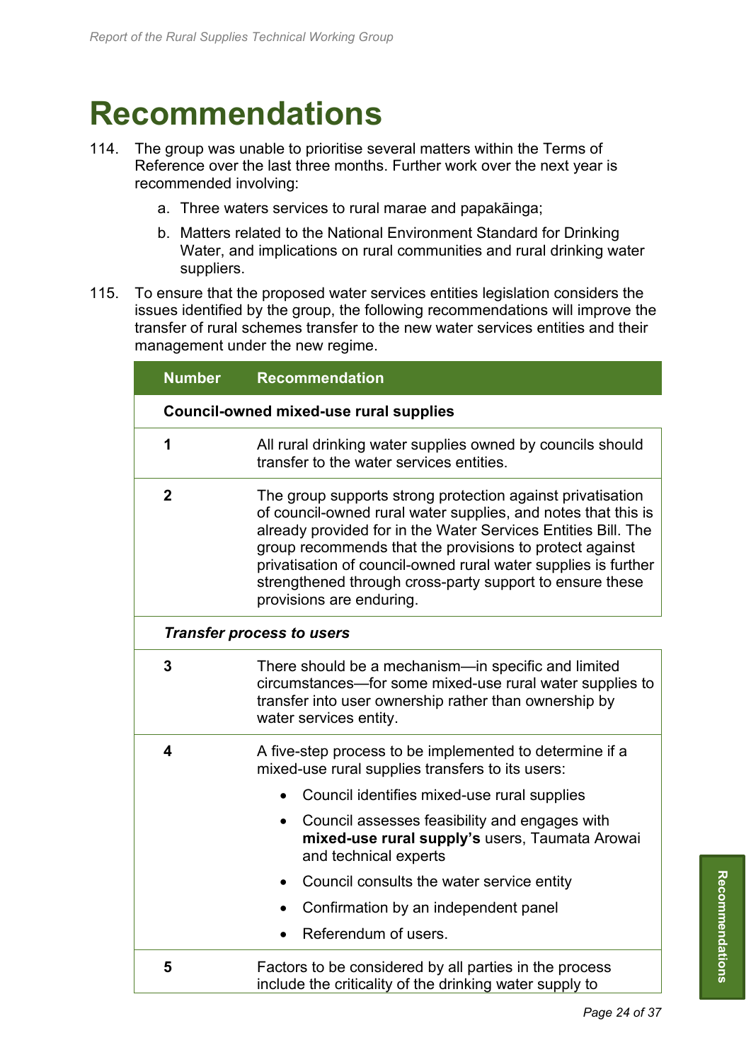# Recommendations

114. The group was unable to prioritise several matters within the Terms of Reference over the last three months. Further work over the next year is recommended involving:

    a. Three waters services to rural marae and papakāinga;

    b. Matters related to the National Environment Standard for Drinking Water, and implications on rural communities and rural drinking water suppliers.

115. To ensure that the proposed water services entities legislation considers the issues identified by the group, the following recommendations will improve the transfer of rural schemes transfer to the new water services entities and their management under the new regime.

| Number | Recommendation |
|---|---|
| **Council-owned mixed-use rural supplies** | |
| **1** | All rural drinking water supplies owned by councils should transfer to the water services entities. |
| **2** | The group supports strong protection against privatisation of council-owned rural water supplies, and notes that this is already provided for in the Water Services Entities Bill. The group recommends that the provisions to protect against privatisation of council-owned rural water supplies is further strengthened through cross-party support to ensure these provisions are enduring. |
| ***Transfer process to users*** | |
| **3** | There should be a mechanism—in specific and limited circumstances—for some mixed-use rural water supplies to transfer into user ownership rather than ownership by water services entity. |
| **4** | A five-step process to be implemented to determine if a mixed-use rural supplies transfers to its users:<br>• Council identifies mixed-use rural supplies<br>• Council assesses feasibility and engages with **mixed-use rural supply's** users, Taumata Arowai and technical experts<br>• Council consults the water service entity<br>• Confirmation by an independent panel<br>• Referendum of users. |
| **5** | Factors to be considered by all parties in the process include the criticality of the drinking water supply to |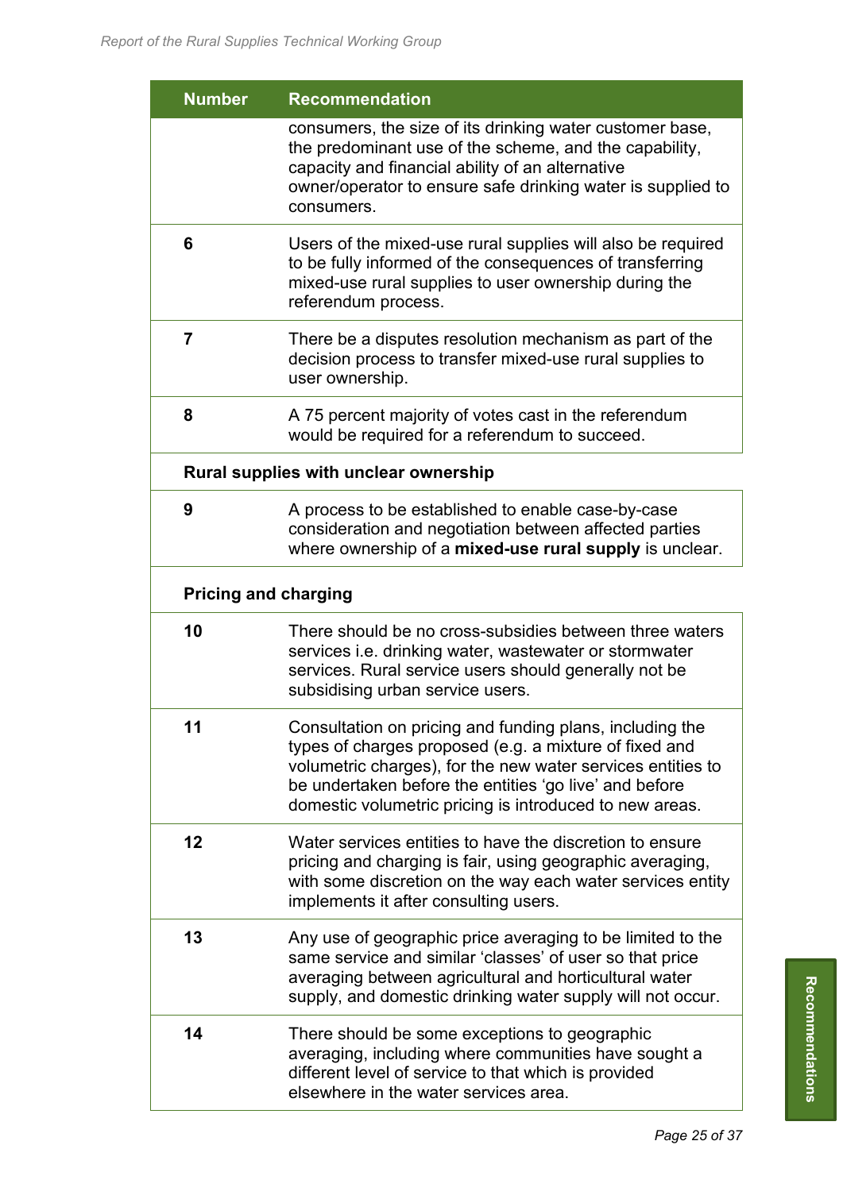| Number | Recommendation |
|---|---|
| | consumers, the size of its drinking water customer base, the predominant use of the scheme, and the capability, capacity and financial ability of an alternative owner/operator to ensure safe drinking water is supplied to consumers. |
| **6** | Users of the mixed-use rural supplies will also be required to be fully informed of the consequences of transferring mixed-use rural supplies to user ownership during the referendum process. |
| **7** | There be a disputes resolution mechanism as part of the decision process to transfer mixed-use rural supplies to user ownership. |
| **8** | A 75 percent majority of votes cast in the referendum would be required for a referendum to succeed. |
| **Rural supplies with unclear ownership** | |
| **9** | A process to be established to enable case-by-case consideration and negotiation between affected parties where ownership of a **mixed-use rural supply** is unclear. |
| **Pricing and charging** | |
| **10** | There should be no cross-subsidies between three waters services i.e. drinking water, wastewater or stormwater services. Rural service users should generally not be subsidising urban service users. |
| **11** | Consultation on pricing and funding plans, including the types of charges proposed (e.g. a mixture of fixed and volumetric charges), for the new water services entities to be undertaken before the entities 'go live' and before domestic volumetric pricing is introduced to new areas. |
| **12** | Water services entities to have the discretion to ensure pricing and charging is fair, using geographic averaging, with some discretion on the way each water services entity implements it after consulting users. |
| **13** | Any use of geographic price averaging to be limited to the same service and similar 'classes' of user so that price averaging between agricultural and horticultural water supply, and domestic drinking water supply will not occur. |
| **14** | There should be some exceptions to geographic averaging, including where communities have sought a different level of service to that which is provided elsewhere in the water services area. |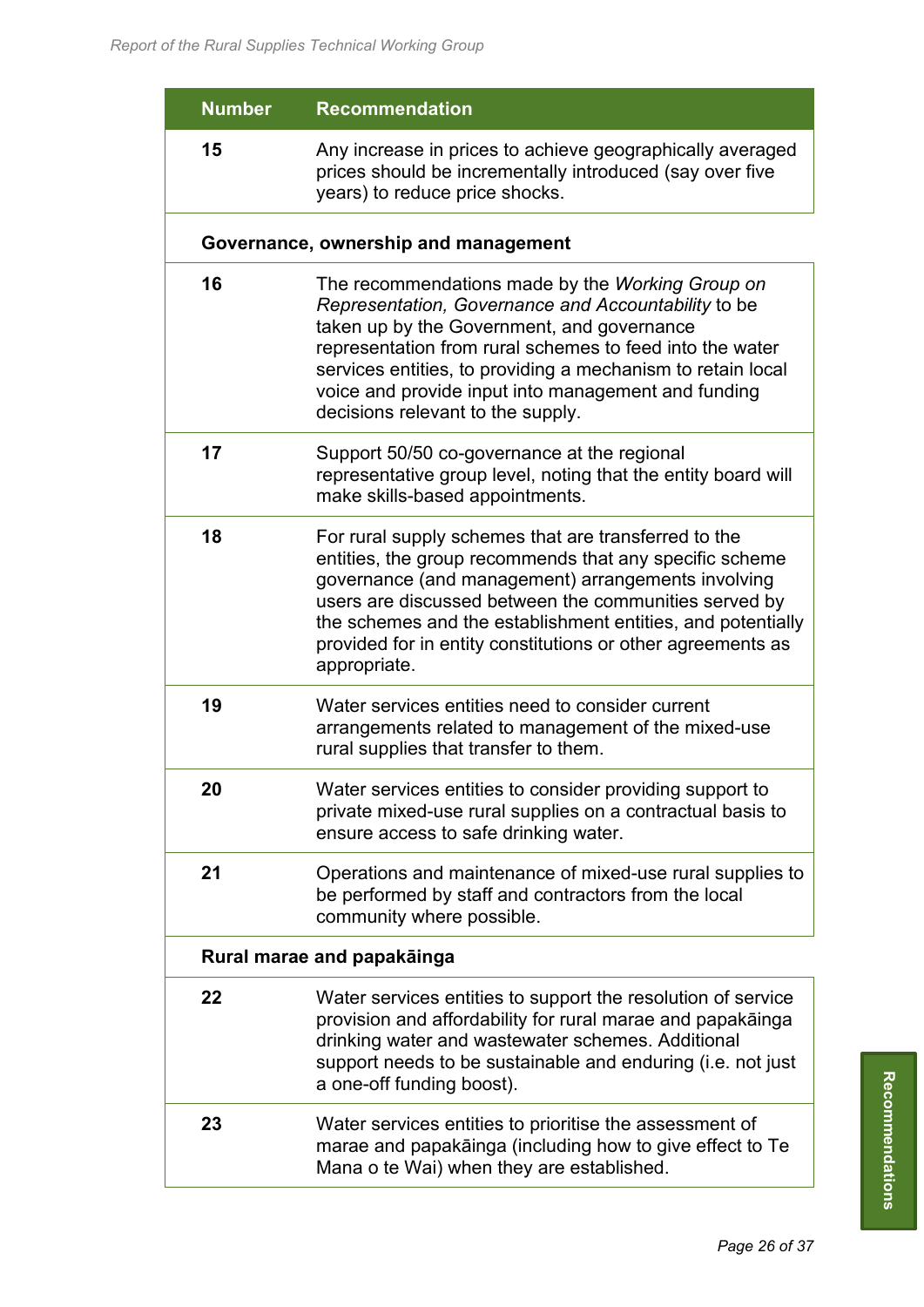| Number | Recommendation |
|---|---|
| 15 | Any increase in prices to achieve geographically averaged prices should be incrementally introduced (say over five years) to reduce price shocks. |
| **Governance, ownership and management** | |
| 16 | The recommendations made by the *Working Group on Representation, Governance and Accountability* to be taken up by the Government, and governance representation from rural schemes to feed into the water services entities, to providing a mechanism to retain local voice and provide input into management and funding decisions relevant to the supply. |
| 17 | Support 50/50 co-governance at the regional representative group level, noting that the entity board will make skills-based appointments. |
| 18 | For rural supply schemes that are transferred to the entities, the group recommends that any specific scheme governance (and management) arrangements involving users are discussed between the communities served by the schemes and the establishment entities, and potentially provided for in entity constitutions or other agreements as appropriate. |
| 19 | Water services entities need to consider current arrangements related to management of the mixed-use rural supplies that transfer to them. |
| 20 | Water services entities to consider providing support to private mixed-use rural supplies on a contractual basis to ensure access to safe drinking water. |
| 21 | Operations and maintenance of mixed-use rural supplies to be performed by staff and contractors from the local community where possible. |
| **Rural marae and papakāinga** | |
| 22 | Water services entities to support the resolution of service provision and affordability for rural marae and papakāinga drinking water and wastewater schemes. Additional support needs to be sustainable and enduring (i.e. not just a one-off funding boost). |
| 23 | Water services entities to prioritise the assessment of marae and papakāinga (including how to give effect to Te Mana o te Wai) when they are established. |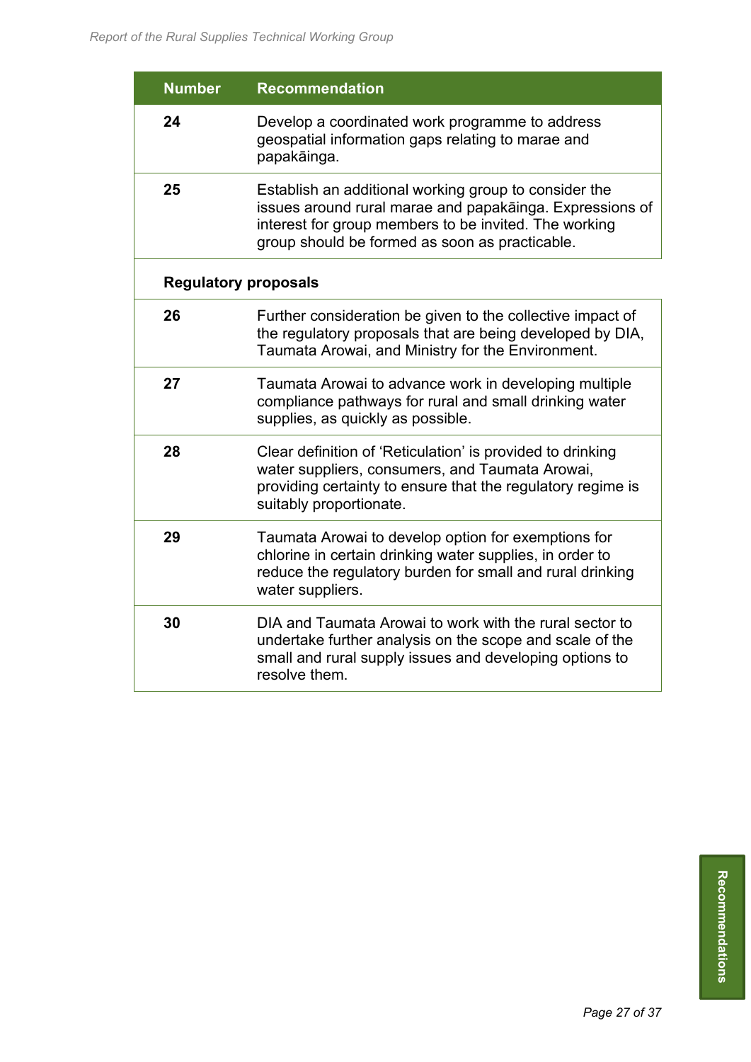| Number | Recommendation |
|---|---|
| **24** | Develop a coordinated work programme to address geospatial information gaps relating to marae and papakāinga. |
| **25** | Establish an additional working group to consider the issues around rural marae and papakāinga. Expressions of interest for group members to be invited. The working group should be formed as soon as practicable. |
| **Regulatory proposals** | |
| **26** | Further consideration be given to the collective impact of the regulatory proposals that are being developed by DIA, Taumata Arowai, and Ministry for the Environment. |
| **27** | Taumata Arowai to advance work in developing multiple compliance pathways for rural and small drinking water supplies, as quickly as possible. |
| **28** | Clear definition of 'Reticulation' is provided to drinking water suppliers, consumers, and Taumata Arowai, providing certainty to ensure that the regulatory regime is suitably proportionate. |
| **29** | Taumata Arowai to develop option for exemptions for chlorine in certain drinking water supplies, in order to reduce the regulatory burden for small and rural drinking water suppliers. |
| **30** | DIA and Taumata Arowai to work with the rural sector to undertake further analysis on the scope and scale of the small and rural supply issues and developing options to resolve them. |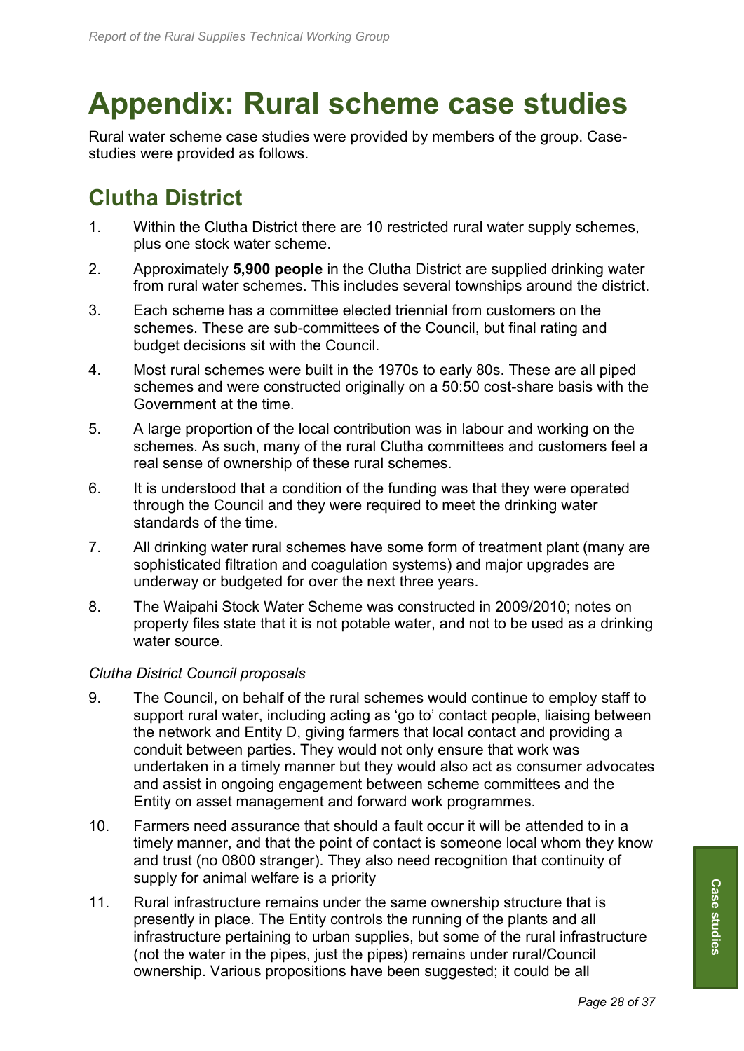# Appendix: Rural scheme case studies

Rural water scheme case studies were provided by members of the group. Case-studies were provided as follows.

## Clutha District

1. Within the Clutha District there are 10 restricted rural water supply schemes, plus one stock water scheme.
2. Approximately **5,900 people** in the Clutha District are supplied drinking water from rural water schemes. This includes several townships around the district.
3. Each scheme has a committee elected triennial from customers on the schemes. These are sub-committees of the Council, but final rating and budget decisions sit with the Council.
4. Most rural schemes were built in the 1970s to early 80s. These are all piped schemes and were constructed originally on a 50:50 cost-share basis with the Government at the time.
5. A large proportion of the local contribution was in labour and working on the schemes. As such, many of the rural Clutha committees and customers feel a real sense of ownership of these rural schemes.
6. It is understood that a condition of the funding was that they were operated through the Council and they were required to meet the drinking water standards of the time.
7. All drinking water rural schemes have some form of treatment plant (many are sophisticated filtration and coagulation systems) and major upgrades are underway or budgeted for over the next three years.
8. The Waipahi Stock Water Scheme was constructed in 2009/2010; notes on property files state that it is not potable water, and not to be used as a drinking water source.

*Clutha District Council proposals*

9. The Council, on behalf of the rural schemes would continue to employ staff to support rural water, including acting as 'go to' contact people, liaising between the network and Entity D, giving farmers that local contact and providing a conduit between parties. They would not only ensure that work was undertaken in a timely manner but they would also act as consumer advocates and assist in ongoing engagement between scheme committees and the Entity on asset management and forward work programmes.
10. Farmers need assurance that should a fault occur it will be attended to in a timely manner, and that the point of contact is someone local whom they know and trust (no 0800 stranger). They also need recognition that continuity of supply for animal welfare is a priority
11. Rural infrastructure remains under the same ownership structure that is presently in place. The Entity controls the running of the plants and all infrastructure pertaining to urban supplies, but some of the rural infrastructure (not the water in the pipes, just the pipes) remains under rural/Council ownership. Various propositions have been suggested; it could be all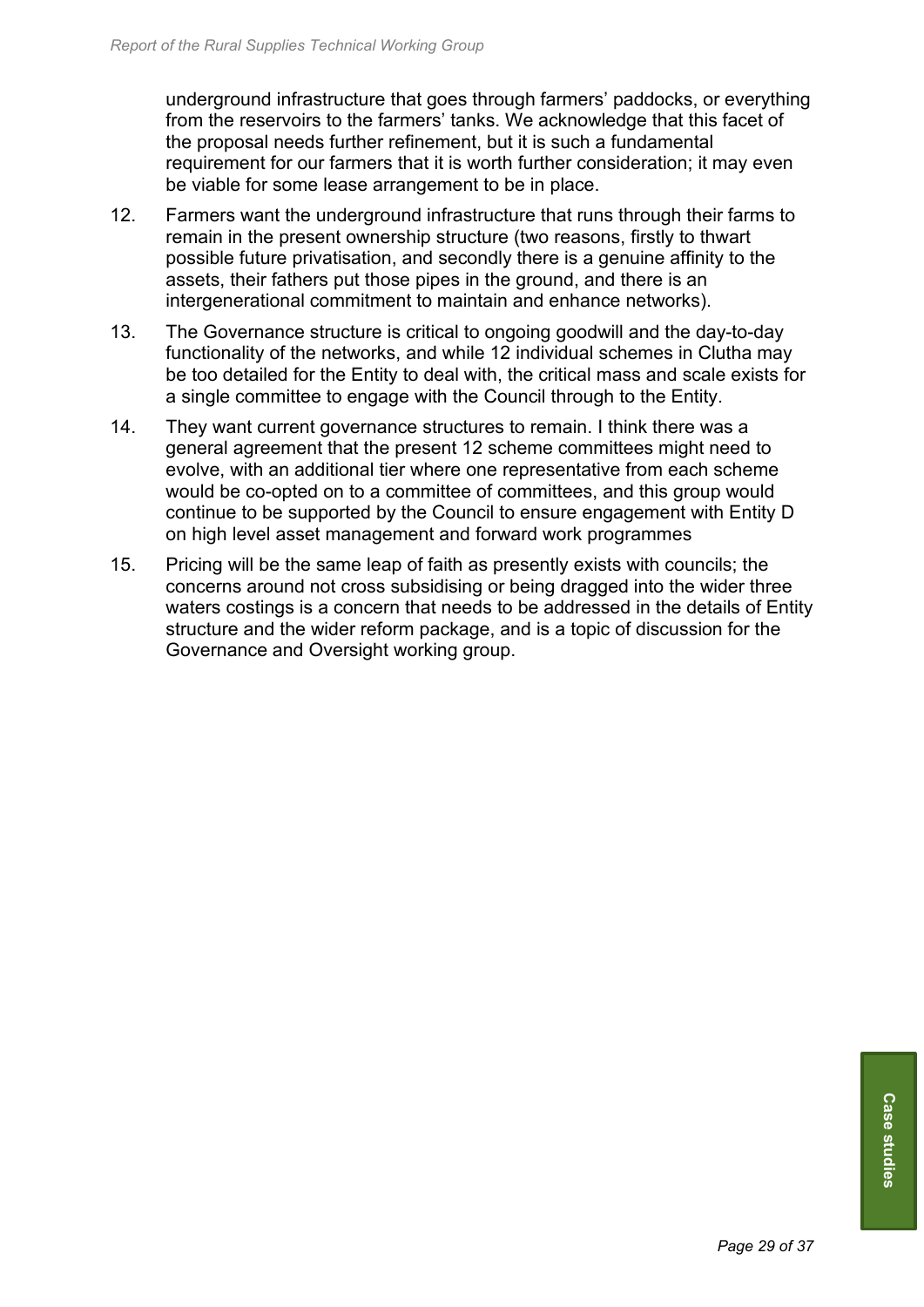underground infrastructure that goes through farmers' paddocks, or everything from the reservoirs to the farmers' tanks. We acknowledge that this facet of the proposal needs further refinement, but it is such a fundamental requirement for our farmers that it is worth further consideration; it may even be viable for some lease arrangement to be in place.

12. Farmers want the underground infrastructure that runs through their farms to remain in the present ownership structure (two reasons, firstly to thwart possible future privatisation, and secondly there is a genuine affinity to the assets, their fathers put those pipes in the ground, and there is an intergenerational commitment to maintain and enhance networks).

13. The Governance structure is critical to ongoing goodwill and the day-to-day functionality of the networks, and while 12 individual schemes in Clutha may be too detailed for the Entity to deal with, the critical mass and scale exists for a single committee to engage with the Council through to the Entity.

14. They want current governance structures to remain. I think there was a general agreement that the present 12 scheme committees might need to evolve, with an additional tier where one representative from each scheme would be co-opted on to a committee of committees, and this group would continue to be supported by the Council to ensure engagement with Entity D on high level asset management and forward work programmes

15. Pricing will be the same leap of faith as presently exists with councils; the concerns around not cross subsidising or being dragged into the wider three waters costings is a concern that needs to be addressed in the details of Entity structure and the wider reform package, and is a topic of discussion for the Governance and Oversight working group.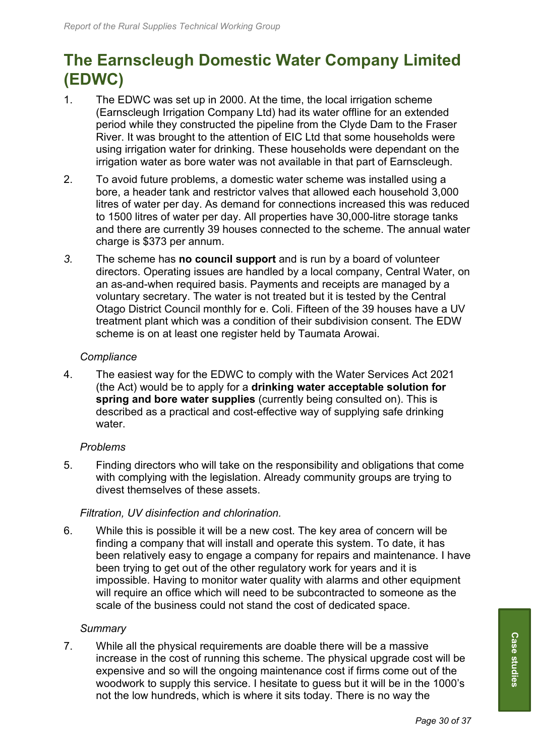# The Earnscleugh Domestic Water Company Limited (EDWC)

1. The EDWC was set up in 2000. At the time, the local irrigation scheme (Earnscleugh Irrigation Company Ltd) had its water offline for an extended period while they constructed the pipeline from the Clyde Dam to the Fraser River. It was brought to the attention of EIC Ltd that some households were using irrigation water for drinking. These households were dependant on the irrigation water as bore water was not available in that part of Earnscleugh.

2. To avoid future problems, a domestic water scheme was installed using a bore, a header tank and restrictor valves that allowed each household 3,000 litres of water per day. As demand for connections increased this was reduced to 1500 litres of water per day. All properties have 30,000-litre storage tanks and there are currently 39 houses connected to the scheme. The annual water charge is $373 per annum.

3. The scheme has **no council support** and is run by a board of volunteer directors. Operating issues are handled by a local company, Central Water, on an as-and-when required basis. Payments and receipts are managed by a voluntary secretary. The water is not treated but it is tested by the Central Otago District Council monthly for e. Coli. Fifteen of the 39 houses have a UV treatment plant which was a condition of their subdivision consent. The EDW scheme is on at least one register held by Taumata Arowai.

*Compliance*

4. The easiest way for the EDWC to comply with the Water Services Act 2021 (the Act) would be to apply for a **drinking water acceptable solution for spring and bore water supplies** (currently being consulted on). This is described as a practical and cost-effective way of supplying safe drinking water.

*Problems*

5. Finding directors who will take on the responsibility and obligations that come with complying with the legislation. Already community groups are trying to divest themselves of these assets.

*Filtration, UV disinfection and chlorination.*

6. While this is possible it will be a new cost. The key area of concern will be finding a company that will install and operate this system. To date, it has been relatively easy to engage a company for repairs and maintenance. I have been trying to get out of the other regulatory work for years and it is impossible. Having to monitor water quality with alarms and other equipment will require an office which will need to be subcontracted to someone as the scale of the business could not stand the cost of dedicated space.

*Summary*

7. While all the physical requirements are doable there will be a massive increase in the cost of running this scheme. The physical upgrade cost will be expensive and so will the ongoing maintenance cost if firms come out of the woodwork to supply this service. I hesitate to guess but it will be in the 1000's not the low hundreds, which is where it sits today. There is no way the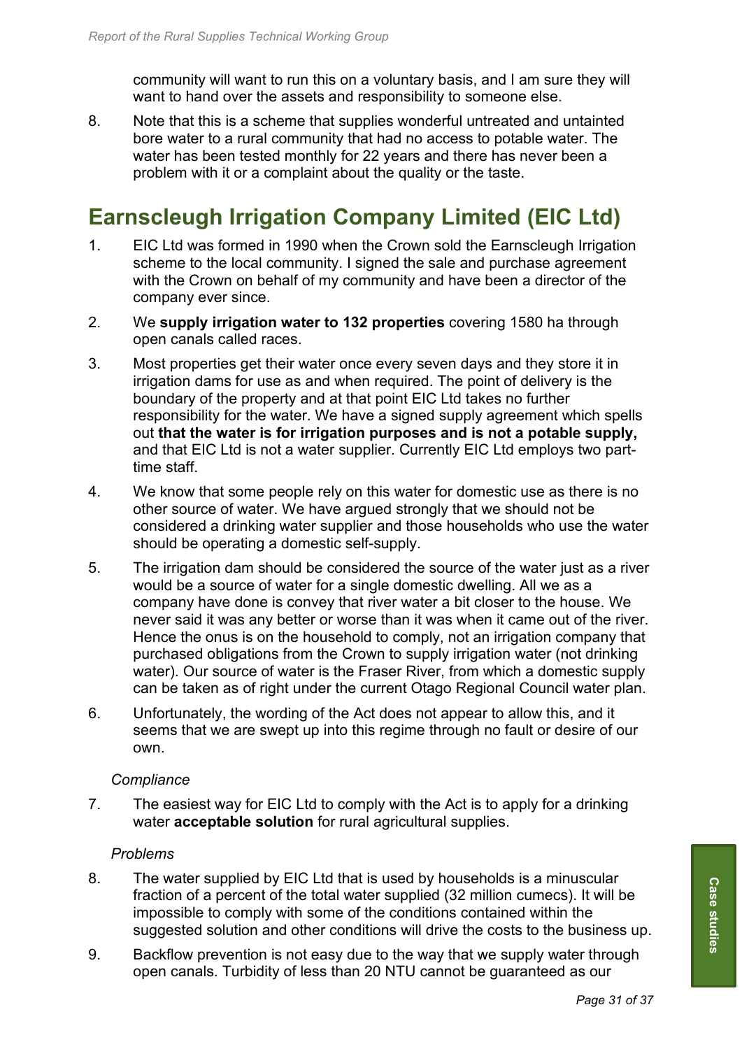community will want to run this on a voluntary basis, and I am sure they will want to hand over the assets and responsibility to someone else.

8. Note that this is a scheme that supplies wonderful untreated and untainted bore water to a rural community that had no access to potable water. The water has been tested monthly for 22 years and there has never been a problem with it or a complaint about the quality or the taste.

## Earnscleugh Irrigation Company Limited (EIC Ltd)

1. EIC Ltd was formed in 1990 when the Crown sold the Earnscleugh Irrigation scheme to the local community. I signed the sale and purchase agreement with the Crown on behalf of my community and have been a director of the company ever since.
2. We **supply irrigation water to 132 properties** covering 1580 ha through open canals called races.
3. Most properties get their water once every seven days and they store it in irrigation dams for use as and when required. The point of delivery is the boundary of the property and at that point EIC Ltd takes no further responsibility for the water. We have a signed supply agreement which spells out **that the water is for irrigation purposes and is not a potable supply,** and that EIC Ltd is not a water supplier. Currently EIC Ltd employs two part-time staff.
4. We know that some people rely on this water for domestic use as there is no other source of water. We have argued strongly that we should not be considered a drinking water supplier and those households who use the water should be operating a domestic self-supply.
5. The irrigation dam should be considered the source of the water just as a river would be a source of water for a single domestic dwelling. All we as a company have done is convey that river water a bit closer to the house. We never said it was any better or worse than it was when it came out of the river. Hence the onus is on the household to comply, not an irrigation company that purchased obligations from the Crown to supply irrigation water (not drinking water). Our source of water is the Fraser River, from which a domestic supply can be taken as of right under the current Otago Regional Council water plan.
6. Unfortunately, the wording of the Act does not appear to allow this, and it seems that we are swept up into this regime through no fault or desire of our own.

*Compliance*

7. The easiest way for EIC Ltd to comply with the Act is to apply for a drinking water **acceptable solution** for rural agricultural supplies.

*Problems*

8. The water supplied by EIC Ltd that is used by households is a minuscular fraction of a percent of the total water supplied (32 million cumecs). It will be impossible to comply with some of the conditions contained within the suggested solution and other conditions will drive the costs to the business up.
9. Backflow prevention is not easy due to the way that we supply water through open canals. Turbidity of less than 20 NTU cannot be guaranteed as our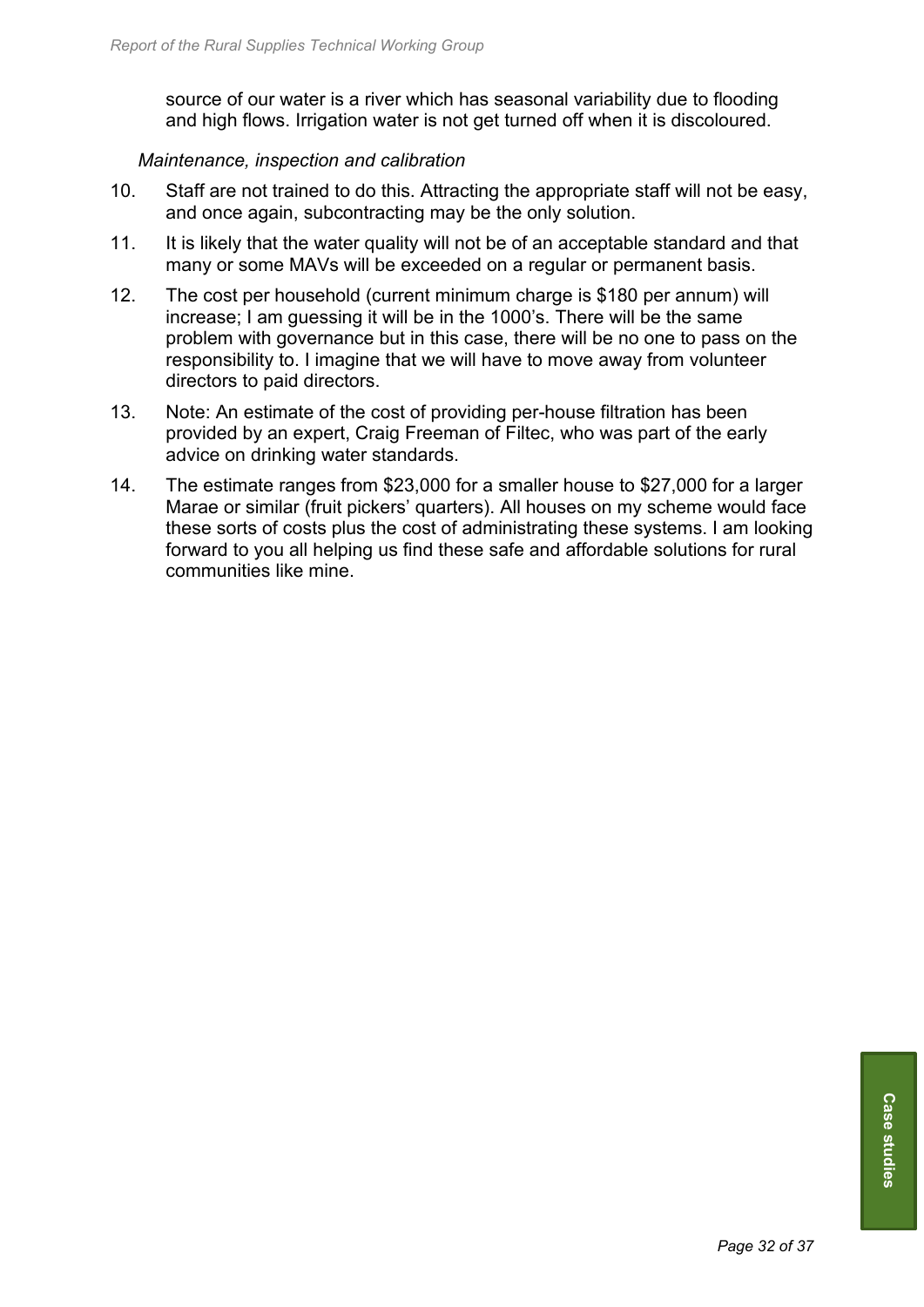source of our water is a river which has seasonal variability due to flooding and high flows. Irrigation water is not get turned off when it is discoloured.

*Maintenance, inspection and calibration*

10. Staff are not trained to do this. Attracting the appropriate staff will not be easy, and once again, subcontracting may be the only solution.

11. It is likely that the water quality will not be of an acceptable standard and that many or some MAVs will be exceeded on a regular or permanent basis.

12. The cost per household (current minimum charge is $180 per annum) will increase; I am guessing it will be in the 1000's. There will be the same problem with governance but in this case, there will be no one to pass on the responsibility to. I imagine that we will have to move away from volunteer directors to paid directors.

13. Note: An estimate of the cost of providing per-house filtration has been provided by an expert, Craig Freeman of Filtec, who was part of the early advice on drinking water standards.

14. The estimate ranges from $23,000 for a smaller house to $27,000 for a larger Marae or similar (fruit pickers' quarters). All houses on my scheme would face these sorts of costs plus the cost of administrating these systems. I am looking forward to you all helping us find these safe and affordable solutions for rural communities like mine.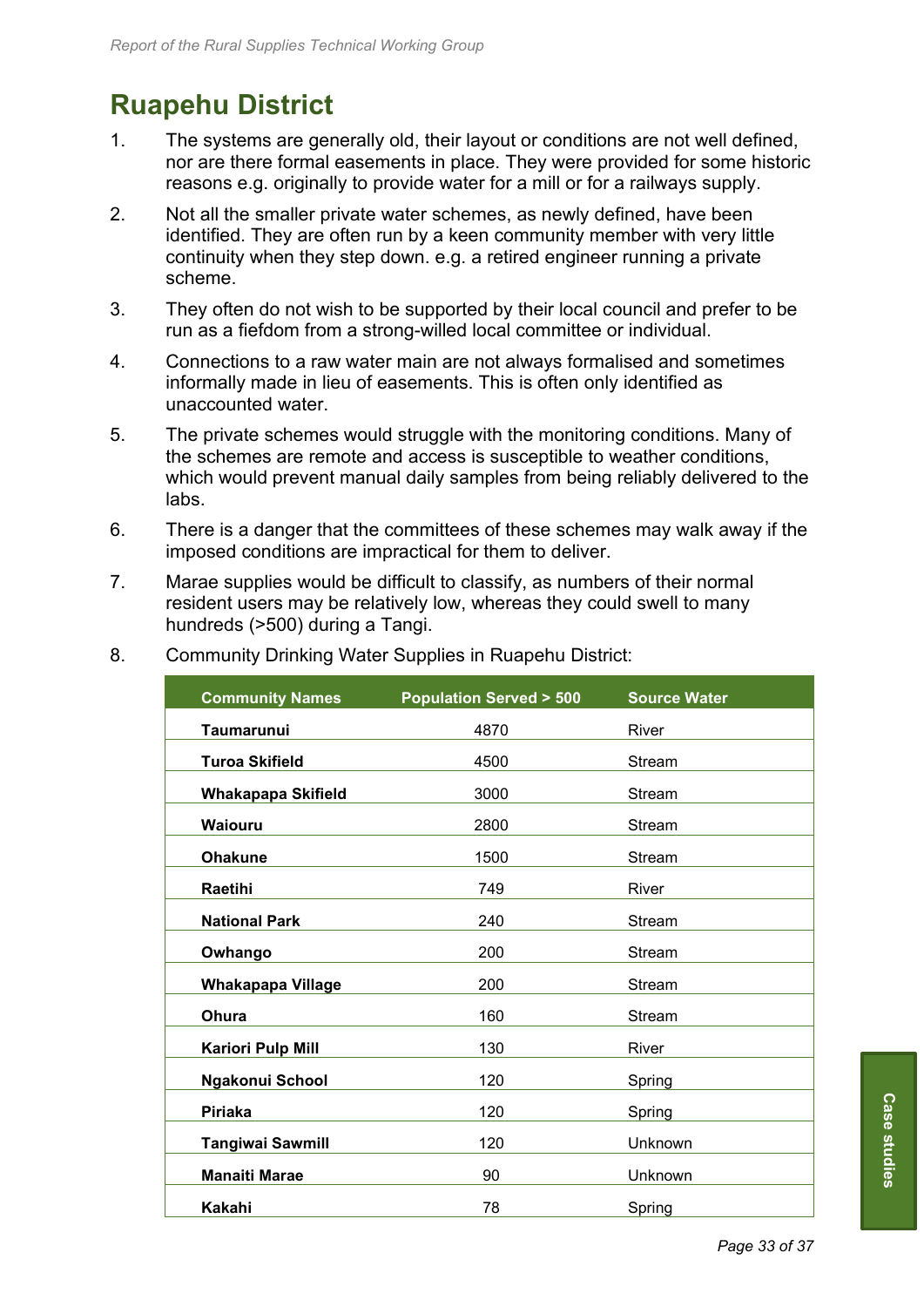# Ruapehu District

1. The systems are generally old, their layout or conditions are not well defined, nor are there formal easements in place. They were provided for some historic reasons e.g. originally to provide water for a mill or for a railways supply.

2. Not all the smaller private water schemes, as newly defined, have been identified. They are often run by a keen community member with very little continuity when they step down. e.g. a retired engineer running a private scheme.

3. They often do not wish to be supported by their local council and prefer to be run as a fiefdom from a strong-willed local committee or individual.

4. Connections to a raw water main are not always formalised and sometimes informally made in lieu of easements. This is often only identified as unaccounted water.

5. The private schemes would struggle with the monitoring conditions. Many of the schemes are remote and access is susceptible to weather conditions, which would prevent manual daily samples from being reliably delivered to the labs.

6. There is a danger that the committees of these schemes may walk away if the imposed conditions are impractical for them to deliver.

7. Marae supplies would be difficult to classify, as numbers of their normal resident users may be relatively low, whereas they could swell to many hundreds (>500) during a Tangi.

8. Community Drinking Water Supplies in Ruapehu District:

| Community Names | Population Served > 500 | Source Water |
|---|---|---|
| **Taumarunui** | 4870 | River |
| **Turoa Skifield** | 4500 | Stream |
| **Whakapapa Skifield** | 3000 | Stream |
| **Waiouru** | 2800 | Stream |
| **Ohakune** | 1500 | Stream |
| **Raetihi** | 749 | River |
| **National Park** | 240 | Stream |
| **Owhango** | 200 | Stream |
| **Whakapapa Village** | 200 | Stream |
| **Ohura** | 160 | Stream |
| **Kariori Pulp Mill** | 130 | River |
| **Ngakonui School** | 120 | Spring |
| **Piriaka** | 120 | Spring |
| **Tangiwai Sawmill** | 120 | Unknown |
| **Manaiti Marae** | 90 | Unknown |
| **Kakahi** | 78 | Spring |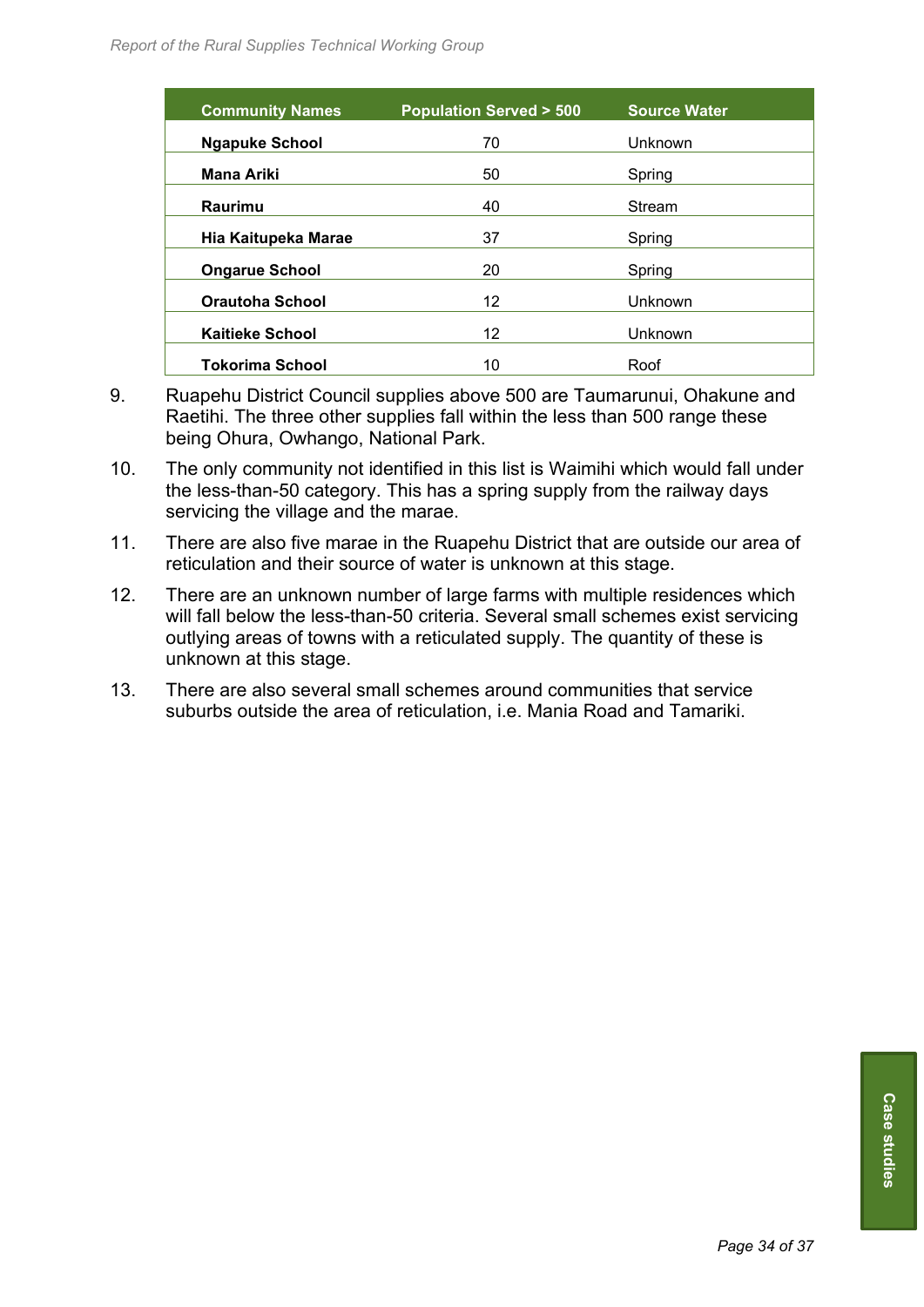| Community Names | Population Served > 500 | Source Water |
|---|---|---|
| **Ngapuke School** | 70 | Unknown |
| **Mana Ariki** | 50 | Spring |
| **Raurimu** | 40 | Stream |
| **Hia Kaitupeka Marae** | 37 | Spring |
| **Ongarue School** | 20 | Spring |
| **Orautoha School** | 12 | Unknown |
| **Kaitieke School** | 12 | Unknown |
| **Tokorima School** | 10 | Roof |

9. Ruapehu District Council supplies above 500 are Taumarunui, Ohakune and Raetihi. The three other supplies fall within the less than 500 range these being Ohura, Owhango, National Park.

10. The only community not identified in this list is Waimihi which would fall under the less-than-50 category. This has a spring supply from the railway days servicing the village and the marae.

11. There are also five marae in the Ruapehu District that are outside our area of reticulation and their source of water is unknown at this stage.

12. There are an unknown number of large farms with multiple residences which will fall below the less-than-50 criteria. Several small schemes exist servicing outlying areas of towns with a reticulated supply. The quantity of these is unknown at this stage.

13. There are also several small schemes around communities that service suburbs outside the area of reticulation, i.e. Mania Road and Tamariki.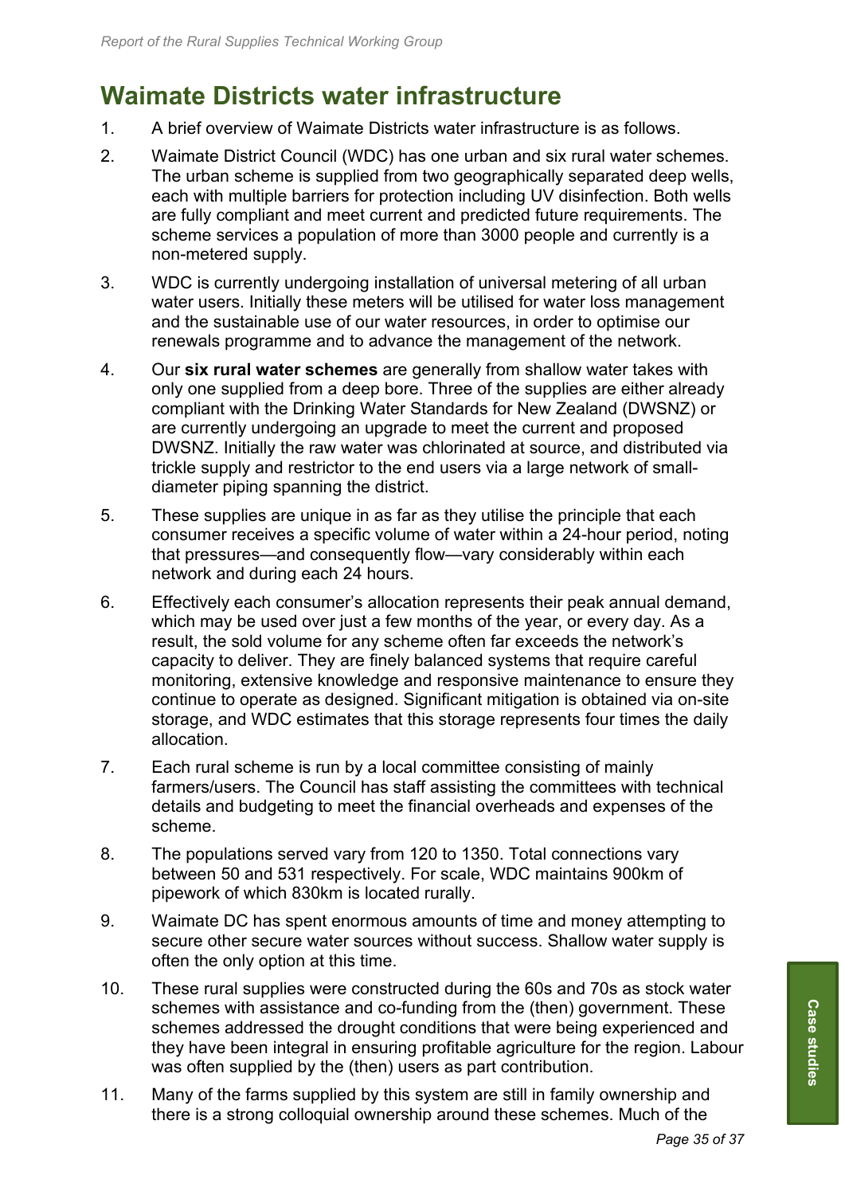## Waimate Districts water infrastructure

1. A brief overview of Waimate Districts water infrastructure is as follows.

2. Waimate District Council (WDC) has one urban and six rural water schemes. The urban scheme is supplied from two geographically separated deep wells, each with multiple barriers for protection including UV disinfection. Both wells are fully compliant and meet current and predicted future requirements. The scheme services a population of more than 3000 people and currently is a non-metered supply.

3. WDC is currently undergoing installation of universal metering of all urban water users. Initially these meters will be utilised for water loss management and the sustainable use of our water resources, in order to optimise our renewals programme and to advance the management of the network.

4. Our **six rural water schemes** are generally from shallow water takes with only one supplied from a deep bore. Three of the supplies are either already compliant with the Drinking Water Standards for New Zealand (DWSNZ) or are currently undergoing an upgrade to meet the current and proposed DWSNZ. Initially the raw water was chlorinated at source, and distributed via trickle supply and restrictor to the end users via a large network of small-diameter piping spanning the district.

5. These supplies are unique in as far as they utilise the principle that each consumer receives a specific volume of water within a 24-hour period, noting that pressures—and consequently flow—vary considerably within each network and during each 24 hours.

6. Effectively each consumer's allocation represents their peak annual demand, which may be used over just a few months of the year, or every day. As a result, the sold volume for any scheme often far exceeds the network's capacity to deliver. They are finely balanced systems that require careful monitoring, extensive knowledge and responsive maintenance to ensure they continue to operate as designed. Significant mitigation is obtained via on-site storage, and WDC estimates that this storage represents four times the daily allocation.

7. Each rural scheme is run by a local committee consisting of mainly farmers/users. The Council has staff assisting the committees with technical details and budgeting to meet the financial overheads and expenses of the scheme.

8. The populations served vary from 120 to 1350. Total connections vary between 50 and 531 respectively. For scale, WDC maintains 900km of pipework of which 830km is located rurally.

9. Waimate DC has spent enormous amounts of time and money attempting to secure other secure water sources without success. Shallow water supply is often the only option at this time.

10. These rural supplies were constructed during the 60s and 70s as stock water schemes with assistance and co-funding from the (then) government. These schemes addressed the drought conditions that were being experienced and they have been integral in ensuring profitable agriculture for the region. Labour was often supplied by the (then) users as part contribution.

11. Many of the farms supplied by this system are still in family ownership and there is a strong colloquial ownership around these schemes. Much of the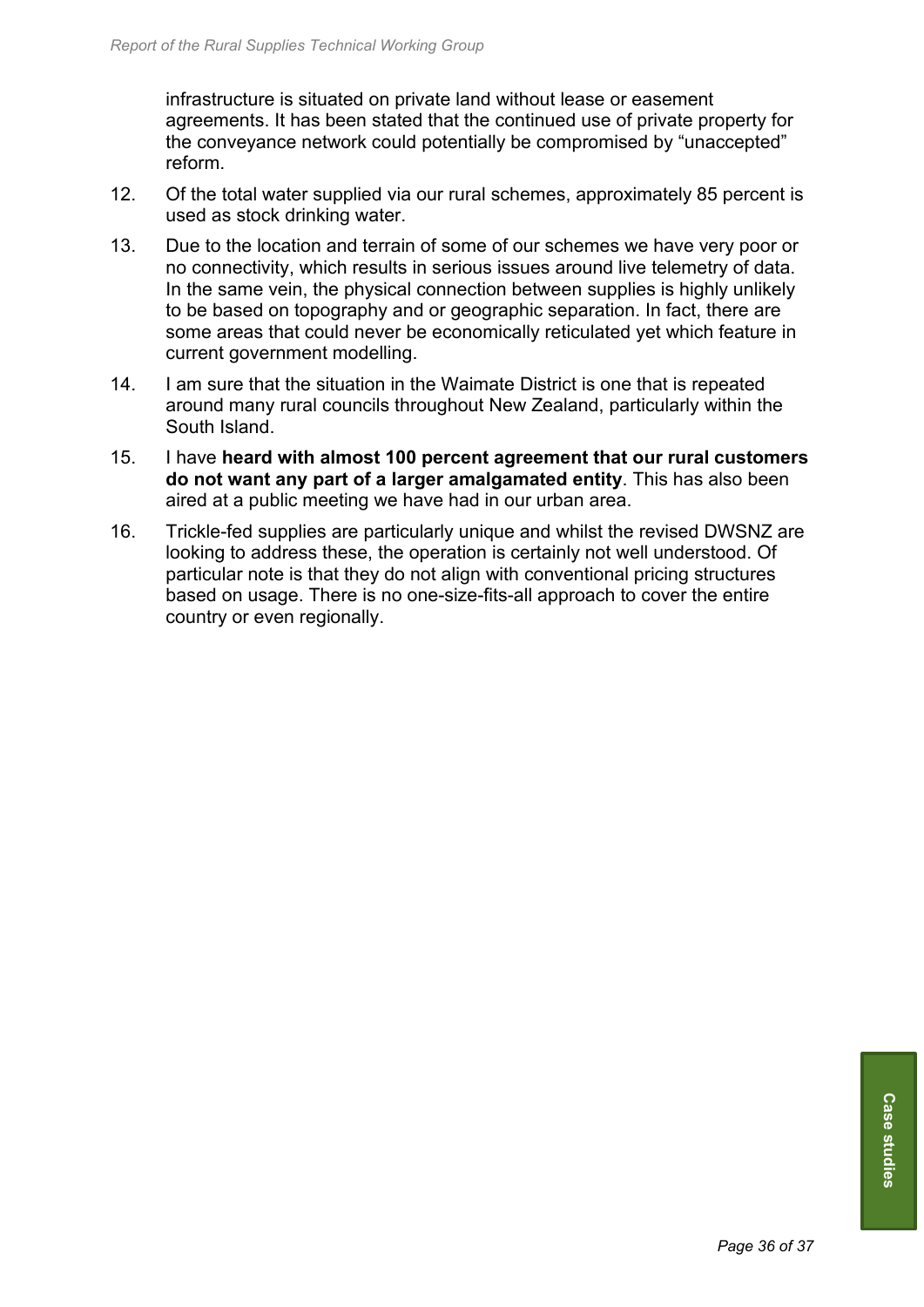infrastructure is situated on private land without lease or easement agreements. It has been stated that the continued use of private property for the conveyance network could potentially be compromised by “unaccepted” reform.

12. Of the total water supplied via our rural schemes, approximately 85 percent is used as stock drinking water.

13. Due to the location and terrain of some of our schemes we have very poor or no connectivity, which results in serious issues around live telemetry of data. In the same vein, the physical connection between supplies is highly unlikely to be based on topography and or geographic separation. In fact, there are some areas that could never be economically reticulated yet which feature in current government modelling.

14. I am sure that the situation in the Waimate District is one that is repeated around many rural councils throughout New Zealand, particularly within the South Island.

15. I have **heard with almost 100 percent agreement that our rural customers do not want any part of a larger amalgamated entity**. This has also been aired at a public meeting we have had in our urban area.

16. Trickle-fed supplies are particularly unique and whilst the revised DWSNZ are looking to address these, the operation is certainly not well understood. Of particular note is that they do not align with conventional pricing structures based on usage. There is no one-size-fits-all approach to cover the entire country or even regionally.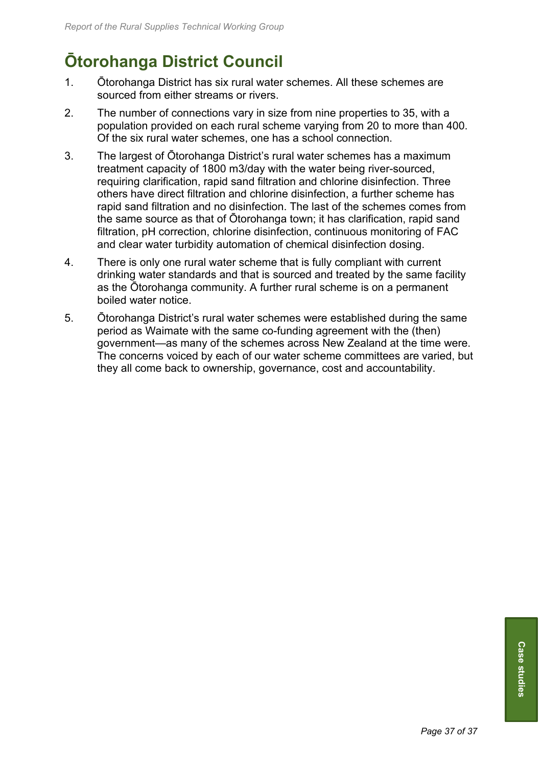# Ōtorohanga District Council

1. Ōtorohanga District has six rural water schemes. All these schemes are sourced from either streams or rivers.
2. The number of connections vary in size from nine properties to 35, with a population provided on each rural scheme varying from 20 to more than 400. Of the six rural water schemes, one has a school connection.
3. The largest of Ōtorohanga District's rural water schemes has a maximum treatment capacity of 1800 m3/day with the water being river-sourced, requiring clarification, rapid sand filtration and chlorine disinfection. Three others have direct filtration and chlorine disinfection, a further scheme has rapid sand filtration and no disinfection. The last of the schemes comes from the same source as that of Ōtorohanga town; it has clarification, rapid sand filtration, pH correction, chlorine disinfection, continuous monitoring of FAC and clear water turbidity automation of chemical disinfection dosing.
4. There is only one rural water scheme that is fully compliant with current drinking water standards and that is sourced and treated by the same facility as the Ōtorohanga community. A further rural scheme is on a permanent boiled water notice.
5. Ōtorohanga District's rural water schemes were established during the same period as Waimate with the same co-funding agreement with the (then) government—as many of the schemes across New Zealand at the time were. The concerns voiced by each of our water scheme committees are varied, but they all come back to ownership, governance, cost and accountability.